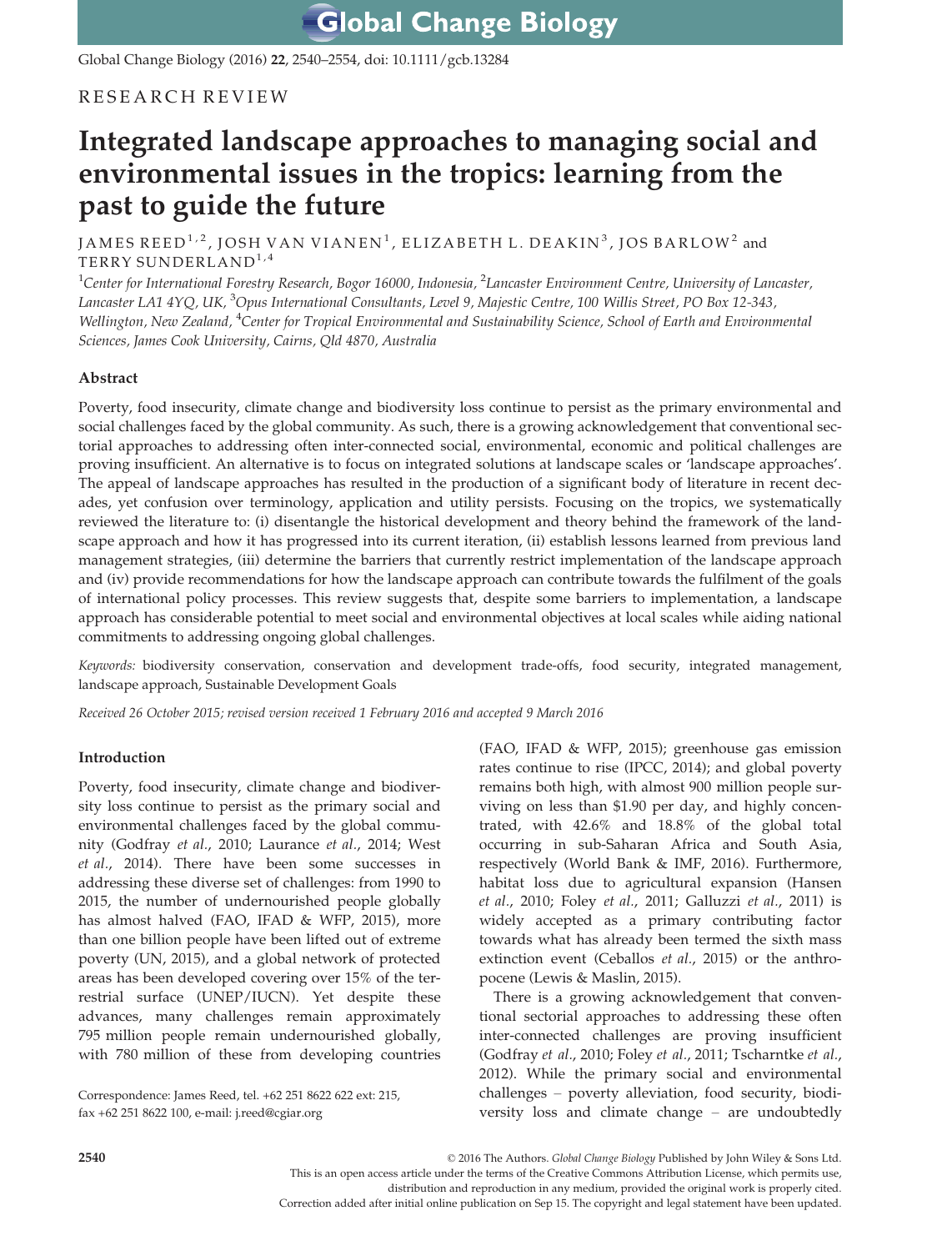RESEARCH REVIEW

# Integrated landscape approaches to managing social and environmental issues in the tropics: learning from the past to guide the future

JAMES REED[1,2], JOSH VAN VIANEN[1], ELIZABETH L. DEAKIN[3], JOS BARLOW[2] and TERRY SUNDERLAND[1,4]

[1]Center for International Forestry Research, Bogor 16000, Indonesia, [2]Lancaster Environment Centre, University of Lancaster, Lancaster LA1 4YQ, UK, [3]Opus International Consultants, Level 9, Majestic Centre, 100 Willis Street, PO Box 12-343, Wellington, New Zealand, [4]Center for Tropical Environmental and Sustainability Science, School of Earth and Environmental Sciences, James Cook University, Cairns, Qld 4870, Australia

## Abstract

Poverty, food insecurity, climate change and biodiversity loss continue to persist as the primary environmental and social challenges faced by the global community. As such, there is a growing acknowledgement that conventional sectorial approaches to addressing often inter-connected social, environmental, economic and political challenges are proving insufficient. An alternative is to focus on integrated solutions at landscape scales or 'landscape approaches'. The appeal of landscape approaches has resulted in the production of a significant body of literature in recent decades, yet confusion over terminology, application and utility persists. Focusing on the tropics, we systematically reviewed the literature to: (i) disentangle the historical development and theory behind the framework of the landscape approach and how it has progressed into its current iteration, (ii) establish lessons learned from previous land management strategies, (iii) determine the barriers that currently restrict implementation of the landscape approach and (iv) provide recommendations for how the landscape approach can contribute towards the fulfilment of the goals of international policy processes. This review suggests that, despite some barriers to implementation, a landscape approach has considerable potential to meet social and environmental objectives at local scales while aiding national commitments to addressing ongoing global challenges.

*Keywords:* biodiversity conservation, conservation and development trade-offs, food security, integrated management, landscape approach, Sustainable Development Goals

*Received 26 October 2015; revised version received 1 February 2016 and accepted 9 March 2016*

## Introduction

Poverty, food insecurity, climate change and biodiversity loss continue to persist as the primary social and environmental challenges faced by the global community (Godfray *et al*., 2010; Laurance *et al*., 2014; West *et al*., 2014). There have been some successes in addressing these diverse set of challenges: from 1990 to 2015, the number of undernourished people globally has almost halved (FAO, IFAD & WFP, 2015), more than one billion people have been lifted out of extreme poverty (UN, 2015), and a global network of protected areas has been developed covering over 15% of the terrestrial surface (UNEP/IUCN). Yet despite these advances, many challenges remain approximately 795 million people remain undernourished globally, with 780 million of these from developing countries (FAO, IFAD & WFP, 2015); greenhouse gas emission rates continue to rise (IPCC, 2014); and global poverty remains both high, with almost 900 million people surviving on less than $1.90 per day, and highly concentrated, with 42.6% and 18.8% of the global total occurring in sub-Saharan Africa and South Asia, respectively (World Bank & IMF, 2016). Furthermore, habitat loss due to agricultural expansion (Hansen *et al*., 2010; Foley *et al*., 2011; Galluzzi *et al*., 2011) is widely accepted as a primary contributing factor towards what has already been termed the sixth mass extinction event (Ceballos *et al*., 2015) or the anthropocene (Lewis & Maslin, 2015).

There is a growing acknowledgement that conventional sectorial approaches to addressing these often inter-connected challenges are proving insufficient (Godfray *et al*., 2010; Foley *et al*., 2011; Tscharntke *et al*., 2012). While the primary social and environmental challenges – poverty alleviation, food security, biodiversity loss and climate change – are undoubtedly

Correspondence: James Reed, tel. +62 251 8622 622 ext: 215, fax +62 251 8622 100, e-mail: j.reed@cgiar.org

© 2016 The Authors. *Global Change Biology* Published by John Wiley & Sons Ltd.
This is an open access article under the terms of the Creative Commons Attribution License, which permits use, distribution and reproduction in any medium, provided the original work is properly cited.
Correction added after initial online publication on Sep 15. The copyright and legal statement have been updated.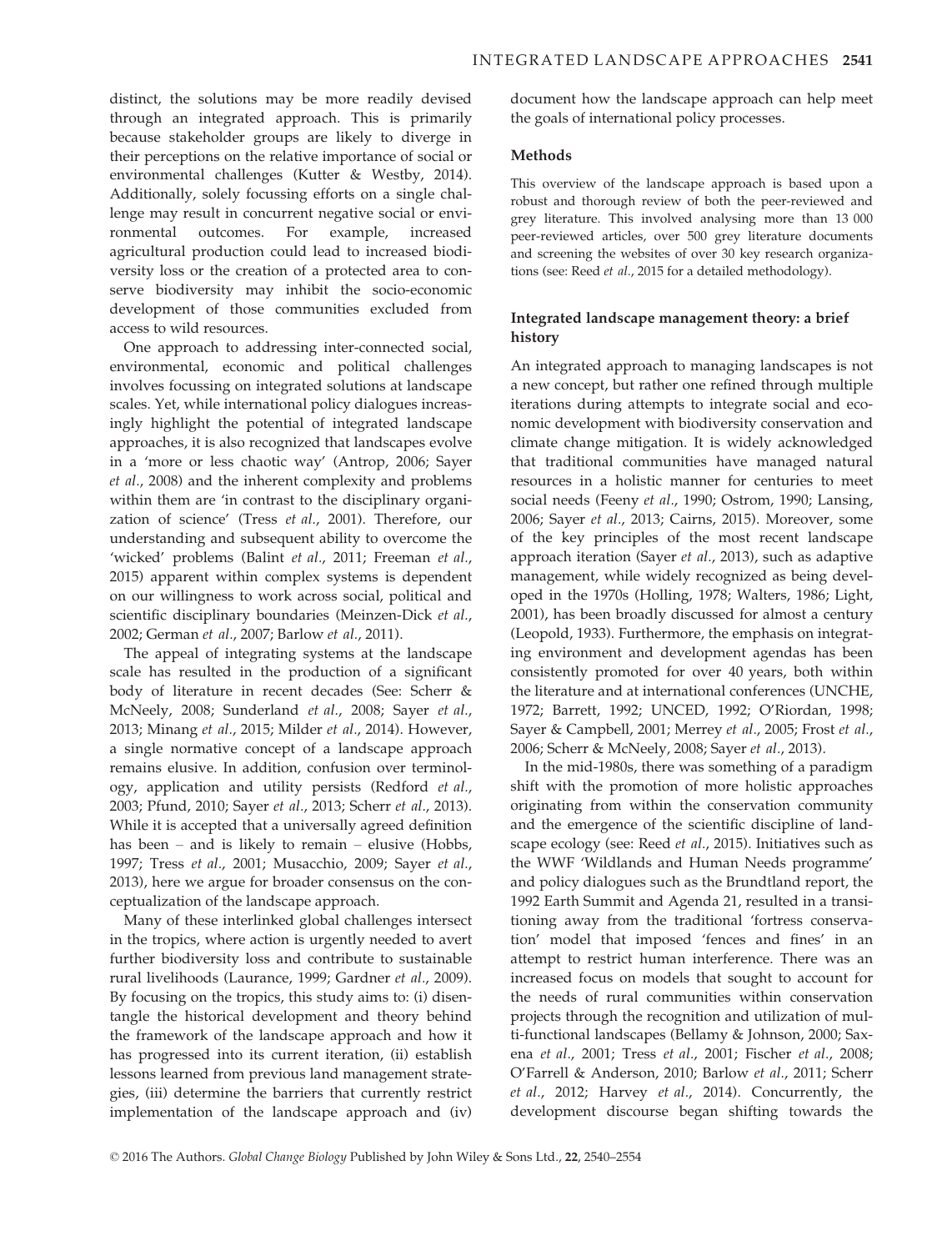distinct, the solutions may be more readily devised through an integrated approach. This is primarily because stakeholder groups are likely to diverge in their perceptions on the relative importance of social or environmental challenges (Kutter & Westby, 2014). Additionally, solely focussing efforts on a single challenge may result in concurrent negative social or environmental outcomes. For example, increased agricultural production could lead to increased biodiversity loss or the creation of a protected area to conserve biodiversity may inhibit the socio-economic development of those communities excluded from access to wild resources.

One approach to addressing inter-connected social, environmental, economic and political challenges involves focussing on integrated solutions at landscape scales. Yet, while international policy dialogues increasingly highlight the potential of integrated landscape approaches, it is also recognized that landscapes evolve in a 'more or less chaotic way' (Antrop, 2006; Sayer *et al.*, 2008) and the inherent complexity and problems within them are 'in contrast to the disciplinary organization of science' (Tress *et al.*, 2001). Therefore, our understanding and subsequent ability to overcome the 'wicked' problems (Balint *et al.*, 2011; Freeman *et al.*, 2015) apparent within complex systems is dependent on our willingness to work across social, political and scientific disciplinary boundaries (Meinzen-Dick *et al.*, 2002; German *et al.*, 2007; Barlow *et al.*, 2011).

The appeal of integrating systems at the landscape scale has resulted in the production of a significant body of literature in recent decades (See: Scherr & McNeely, 2008; Sunderland *et al.*, 2008; Sayer *et al.*, 2013; Minang *et al.*, 2015; Milder *et al.*, 2014). However, a single normative concept of a landscape approach remains elusive. In addition, confusion over terminology, application and utility persists (Redford *et al.*, 2003; Pfund, 2010; Sayer *et al.*, 2013; Scherr *et al.*, 2013). While it is accepted that a universally agreed definition has been – and is likely to remain – elusive (Hobbs, 1997; Tress *et al.*, 2001; Musacchio, 2009; Sayer *et al.*, 2013), here we argue for broader consensus on the conceptualization of the landscape approach.

Many of these interlinked global challenges intersect in the tropics, where action is urgently needed to avert further biodiversity loss and contribute to sustainable rural livelihoods (Laurance, 1999; Gardner *et al.*, 2009). By focusing on the tropics, this study aims to: (i) disentangle the historical development and theory behind the framework of the landscape approach and how it has progressed into its current iteration, (ii) establish lessons learned from previous land management strategies, (iii) determine the barriers that currently restrict implementation of the landscape approach and (iv) document how the landscape approach can help meet the goals of international policy processes.

## Methods

This overview of the landscape approach is based upon a robust and thorough review of both the peer-reviewed and grey literature. This involved analysing more than 13 000 peer-reviewed articles, over 500 grey literature documents and screening the websites of over 30 key research organizations (see: Reed *et al.*, 2015 for a detailed methodology).

## Integrated landscape management theory: a brief history

An integrated approach to managing landscapes is not a new concept, but rather one refined through multiple iterations during attempts to integrate social and economic development with biodiversity conservation and climate change mitigation. It is widely acknowledged that traditional communities have managed natural resources in a holistic manner for centuries to meet social needs (Feeny *et al.*, 1990; Ostrom, 1990; Lansing, 2006; Sayer *et al.*, 2013; Cairns, 2015). Moreover, some of the key principles of the most recent landscape approach iteration (Sayer *et al.*, 2013), such as adaptive management, while widely recognized as being developed in the 1970s (Holling, 1978; Walters, 1986; Light, 2001), has been broadly discussed for almost a century (Leopold, 1933). Furthermore, the emphasis on integrating environment and development agendas has been consistently promoted for over 40 years, both within the literature and at international conferences (UNCHE, 1972; Barrett, 1992; UNCED, 1992; O'Riordan, 1998; Sayer & Campbell, 2001; Merrey *et al.*, 2005; Frost *et al.*, 2006; Scherr & McNeely, 2008; Sayer *et al.*, 2013).

In the mid-1980s, there was something of a paradigm shift with the promotion of more holistic approaches originating from within the conservation community and the emergence of the scientific discipline of landscape ecology (see: Reed *et al.*, 2015). Initiatives such as the WWF 'Wildlands and Human Needs programme' and policy dialogues such as the Brundtland report, the 1992 Earth Summit and Agenda 21, resulted in a transitioning away from the traditional 'fortress conservation' model that imposed 'fences and fines' in an attempt to restrict human interference. There was an increased focus on models that sought to account for the needs of rural communities within conservation projects through the recognition and utilization of multi-functional landscapes (Bellamy & Johnson, 2000; Saxena *et al.*, 2001; Tress *et al.*, 2001; Fischer *et al.*, 2008; O'Farrell & Anderson, 2010; Barlow *et al.*, 2011; Scherr *et al.*, 2012; Harvey *et al.*, 2014). Concurrently, the development discourse began shifting towards the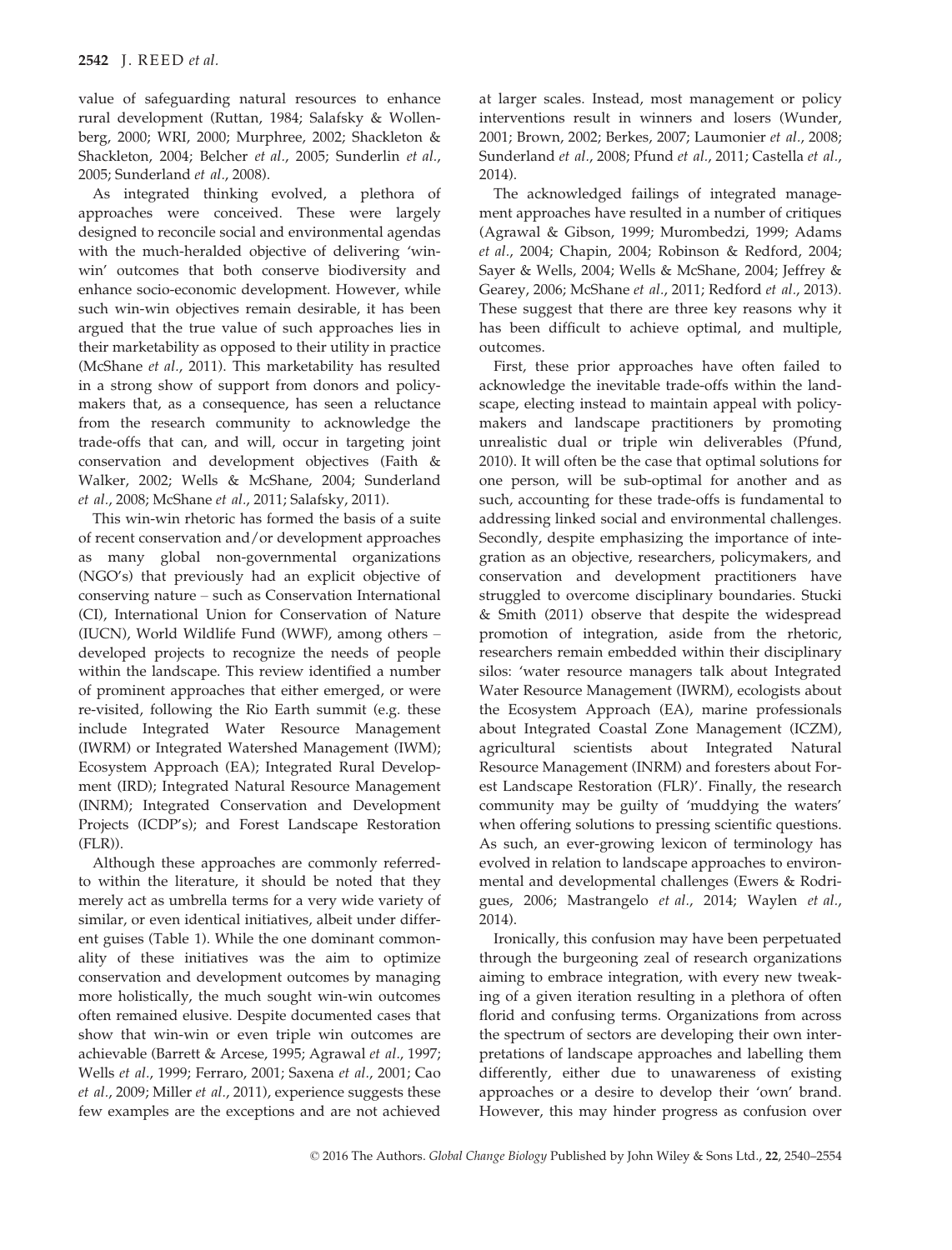value of safeguarding natural resources to enhance rural development (Ruttan, 1984; Salafsky & Wollenberg, 2000; WRI, 2000; Murphree, 2002; Shackleton & Shackleton, 2004; Belcher *et al.*, 2005; Sunderlin *et al.*, 2005; Sunderland *et al.*, 2008).

As integrated thinking evolved, a plethora of approaches were conceived. These were largely designed to reconcile social and environmental agendas with the much-heralded objective of delivering 'win-win' outcomes that both conserve biodiversity and enhance socio-economic development. However, while such win-win objectives remain desirable, it has been argued that the true value of such approaches lies in their marketability as opposed to their utility in practice (McShane *et al.*, 2011). This marketability has resulted in a strong show of support from donors and policymakers that, as a consequence, has seen a reluctance from the research community to acknowledge the trade-offs that can, and will, occur in targeting joint conservation and development objectives (Faith & Walker, 2002; Wells & McShane, 2004; Sunderland *et al.*, 2008; McShane *et al.*, 2011; Salafsky, 2011).

This win-win rhetoric has formed the basis of a suite of recent conservation and/or development approaches as many global non-governmental organizations (NGO's) that previously had an explicit objective of conserving nature – such as Conservation International (CI), International Union for Conservation of Nature (IUCN), World Wildlife Fund (WWF), among others – developed projects to recognize the needs of people within the landscape. This review identified a number of prominent approaches that either emerged, or were re-visited, following the Rio Earth summit (e.g. these include Integrated Water Resource Management (IWRM) or Integrated Watershed Management (IWM); Ecosystem Approach (EA); Integrated Rural Development (IRD); Integrated Natural Resource Management (INRM); Integrated Conservation and Development Projects (ICDP's); and Forest Landscape Restoration (FLR)).

Although these approaches are commonly referred-to within the literature, it should be noted that they merely act as umbrella terms for a very wide variety of similar, or even identical initiatives, albeit under different guises (Table 1). While the one dominant commonality of these initiatives was the aim to optimize conservation and development outcomes by managing more holistically, the much sought win-win outcomes often remained elusive. Despite documented cases that show that win-win or even triple win outcomes are achievable (Barrett & Arcese, 1995; Agrawal *et al.*, 1997; Wells *et al.*, 1999; Ferraro, 2001; Saxena *et al.*, 2001; Cao *et al.*, 2009; Miller *et al.*, 2011), experience suggests these few examples are the exceptions and are not achieved at larger scales. Instead, most management or policy interventions result in winners and losers (Wunder, 2001; Brown, 2002; Berkes, 2007; Laumonier *et al.*, 2008; Sunderland *et al.*, 2008; Pfund *et al.*, 2011; Castella *et al.*, 2014).

The acknowledged failings of integrated management approaches have resulted in a number of critiques (Agrawal & Gibson, 1999; Murombedzi, 1999; Adams *et al.*, 2004; Chapin, 2004; Robinson & Redford, 2004; Sayer & Wells, 2004; Wells & McShane, 2004; Jeffrey & Gearey, 2006; McShane *et al.*, 2011; Redford *et al.*, 2013). These suggest that there are three key reasons why it has been difficult to achieve optimal, and multiple, outcomes.

First, these prior approaches have often failed to acknowledge the inevitable trade-offs within the landscape, electing instead to maintain appeal with policymakers and landscape practitioners by promoting unrealistic dual or triple win deliverables (Pfund, 2010). It will often be the case that optimal solutions for one person, will be sub-optimal for another and as such, accounting for these trade-offs is fundamental to addressing linked social and environmental challenges. Secondly, despite emphasizing the importance of integration as an objective, researchers, policymakers, and conservation and development practitioners have struggled to overcome disciplinary boundaries. Stucki & Smith (2011) observe that despite the widespread promotion of integration, aside from the rhetoric, researchers remain embedded within their disciplinary silos: 'water resource managers talk about Integrated Water Resource Management (IWRM), ecologists about the Ecosystem Approach (EA), marine professionals about Integrated Coastal Zone Management (ICZM), agricultural scientists about Integrated Natural Resource Management (INRM) and foresters about Forest Landscape Restoration (FLR)'. Finally, the research community may be guilty of 'muddying the waters' when offering solutions to pressing scientific questions. As such, an ever-growing lexicon of terminology has evolved in relation to landscape approaches to environmental and developmental challenges (Ewers & Rodrigues, 2006; Mastrangelo *et al.*, 2014; Waylen *et al.*, 2014).

Ironically, this confusion may have been perpetuated through the burgeoning zeal of research organizations aiming to embrace integration, with every new tweaking of a given iteration resulting in a plethora of often florid and confusing terms. Organizations from across the spectrum of sectors are developing their own interpretations of landscape approaches and labelling them differently, either due to unawareness of existing approaches or a desire to develop their 'own' brand. However, this may hinder progress as confusion over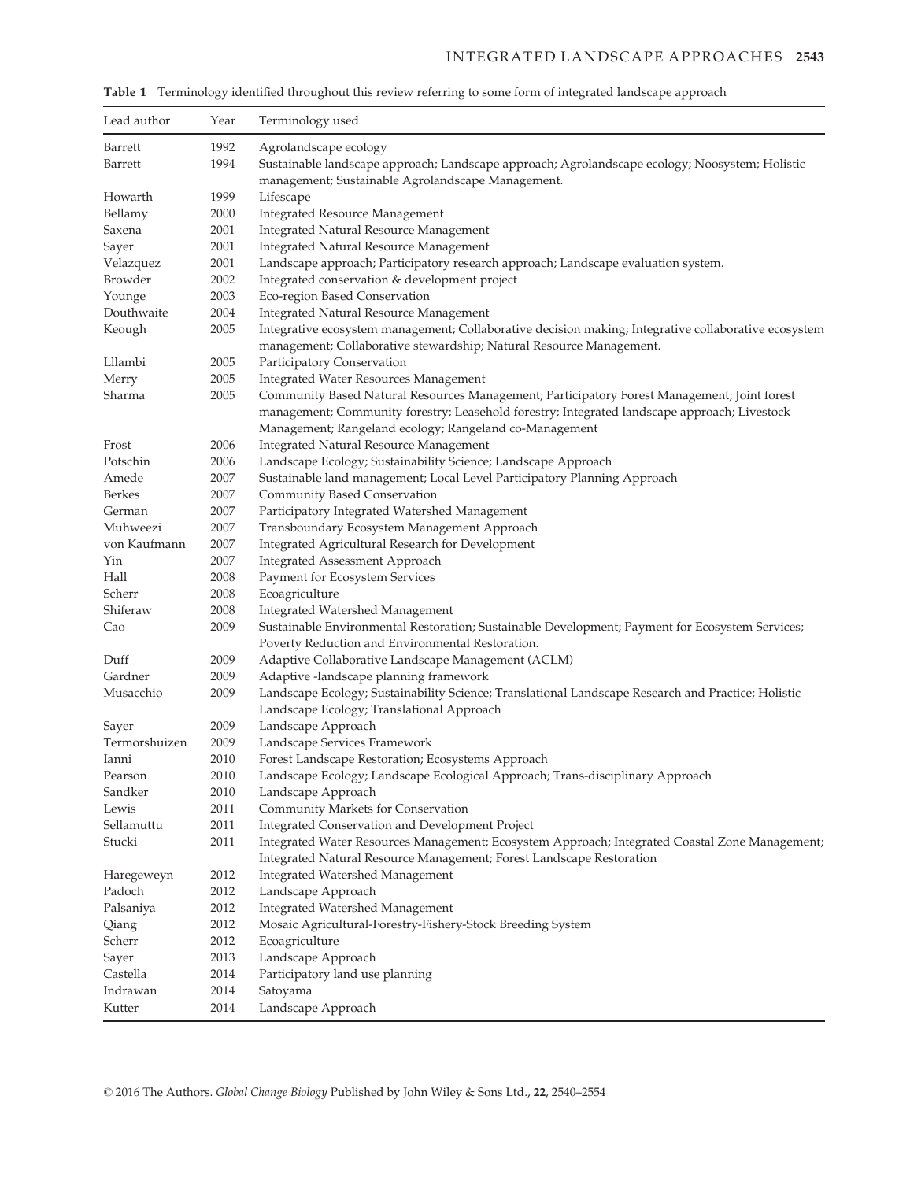**Table 1** Terminology identified throughout this review referring to some form of integrated landscape approach

| Lead author | Year | Terminology used |
|---|---|---|
| Barrett | 1992 | Agrolandscape ecology |
| Barrett | 1994 | Sustainable landscape approach; Landscape approach; Agrolandscape ecology; Noosystem; Holistic management; Sustainable Agrolandscape Management. |
| Howarth | 1999 | Lifescape |
| Bellamy | 2000 | Integrated Resource Management |
| Saxena | 2001 | Integrated Natural Resource Management |
| Sayer | 2001 | Integrated Natural Resource Management |
| Velazquez | 2001 | Landscape approach; Participatory research approach; Landscape evaluation system. |
| Browder | 2002 | Integrated conservation & development project |
| Younge | 2003 | Eco-region Based Conservation |
| Douthwaite | 2004 | Integrated Natural Resource Management |
| Keough | 2005 | Integrative ecosystem management; Collaborative decision making; Integrative collaborative ecosystem management; Collaborative stewardship; Natural Resource Management. |
| Llambi | 2005 | Participatory Conservation |
| Merry | 2005 | Integrated Water Resources Management |
| Sharma | 2005 | Community Based Natural Resources Management; Participatory Forest Management; Joint forest management; Community forestry; Leasehold forestry; Integrated landscape approach; Livestock Management; Rangeland ecology; Rangeland co-Management |
| Frost | 2006 | Integrated Natural Resource Management |
| Potschin | 2006 | Landscape Ecology; Sustainability Science; Landscape Approach |
| Amede | 2007 | Sustainable land management; Local Level Participatory Planning Approach |
| Berkes | 2007 | Community Based Conservation |
| German | 2007 | Participatory Integrated Watershed Management |
| Muhweezi | 2007 | Transboundary Ecosystem Management Approach |
| von Kaufmann | 2007 | Integrated Agricultural Research for Development |
| Yin | 2007 | Integrated Assessment Approach |
| Hall | 2008 | Payment for Ecosystem Services |
| Scherr | 2008 | Ecoagriculture |
| Shiferaw | 2008 | Integrated Watershed Management |
| Cao | 2009 | Sustainable Environmental Restoration; Sustainable Development; Payment for Ecosystem Services; Poverty Reduction and Environmental Restoration. |
| Duff | 2009 | Adaptive Collaborative Landscape Management (ACLM) |
| Gardner | 2009 | Adaptive -landscape planning framework |
| Musacchio | 2009 | Landscape Ecology; Sustainability Science; Translational Landscape Research and Practice; Holistic Landscape Ecology; Translational Approach |
| Sayer | 2009 | Landscape Approach |
| Termorshuizen | 2009 | Landscape Services Framework |
| Ianni | 2010 | Forest Landscape Restoration; Ecosystems Approach |
| Pearson | 2010 | Landscape Ecology; Landscape Ecological Approach; Trans-disciplinary Approach |
| Sandker | 2010 | Landscape Approach |
| Lewis | 2011 | Community Markets for Conservation |
| Sellamuttu | 2011 | Integrated Conservation and Development Project |
| Stucki | 2011 | Integrated Water Resources Management; Ecosystem Approach; Integrated Coastal Zone Management; Integrated Natural Resource Management; Forest Landscape Restoration |
| Haregeweyn | 2012 | Integrated Watershed Management |
| Padoch | 2012 | Landscape Approach |
| Palsaniya | 2012 | Integrated Watershed Management |
| Qiang | 2012 | Mosaic Agricultural-Forestry-Fishery-Stock Breeding System |
| Scherr | 2012 | Ecoagriculture |
| Sayer | 2013 | Landscape Approach |
| Castella | 2014 | Participatory land use planning |
| Indrawan | 2014 | Satoyama |
| Kutter | 2014 | Landscape Approach |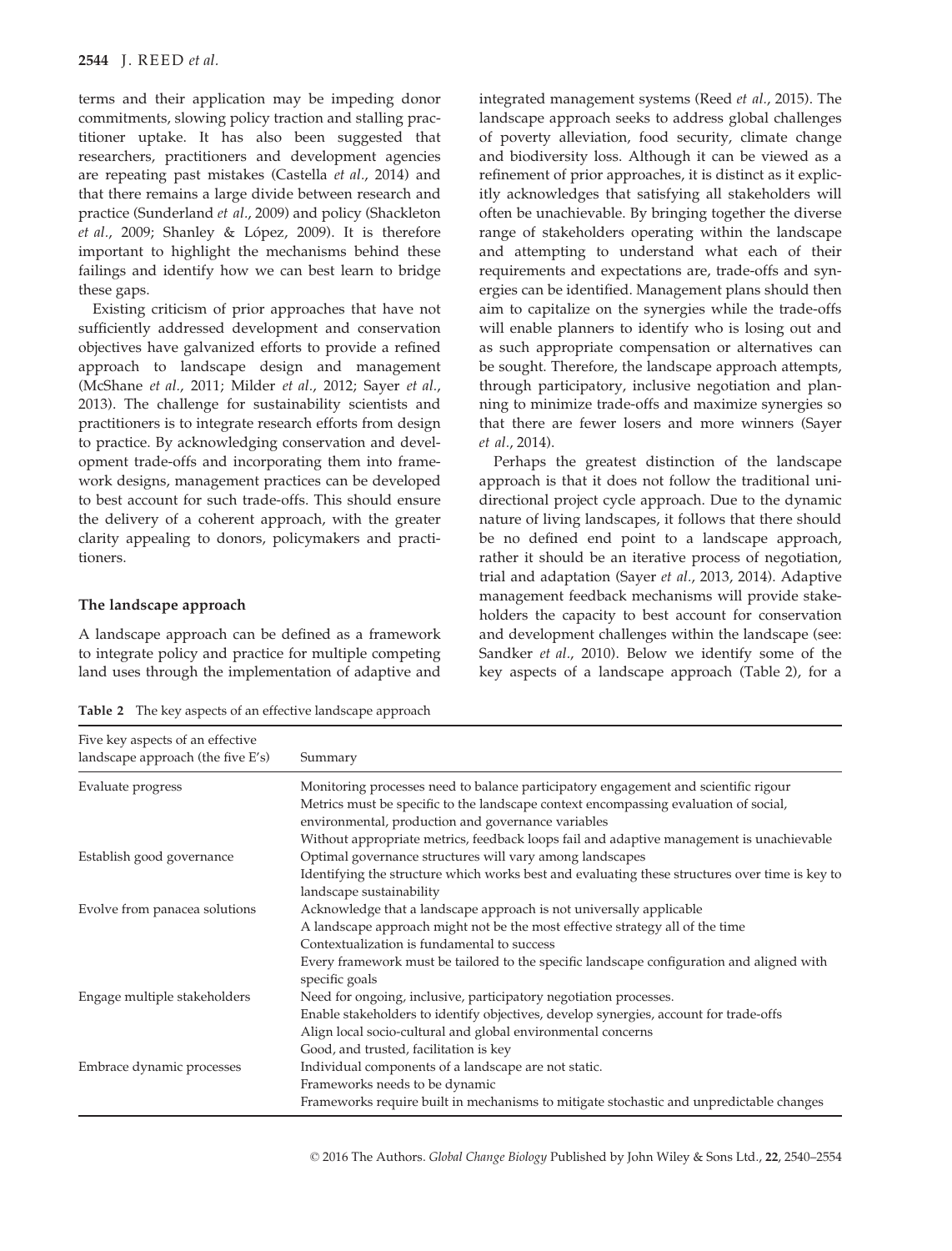terms and their application may be impeding donor commitments, slowing policy traction and stalling practitioner uptake. It has also been suggested that researchers, practitioners and development agencies are repeating past mistakes (Castella *et al*., 2014) and that there remains a large divide between research and practice (Sunderland *et al*., 2009) and policy (Shackleton *et al*., 2009; Shanley & López, 2009). It is therefore important to highlight the mechanisms behind these failings and identify how we can best learn to bridge these gaps.

Existing criticism of prior approaches that have not sufficiently addressed development and conservation objectives have galvanized efforts to provide a refined approach to landscape design and management (McShane *et al*., 2011; Milder *et al*., 2012; Sayer *et al*., 2013). The challenge for sustainability scientists and practitioners is to integrate research efforts from design to practice. By acknowledging conservation and development trade-offs and incorporating them into framework designs, management practices can be developed to best account for such trade-offs. This should ensure the delivery of a coherent approach, with the greater clarity appealing to donors, policymakers and practitioners.

## The landscape approach

A landscape approach can be defined as a framework to integrate policy and practice for multiple competing land uses through the implementation of adaptive and integrated management systems (Reed *et al*., 2015). The landscape approach seeks to address global challenges of poverty alleviation, food security, climate change and biodiversity loss. Although it can be viewed as a refinement of prior approaches, it is distinct as it explicitly acknowledges that satisfying all stakeholders will often be unachievable. By bringing together the diverse range of stakeholders operating within the landscape and attempting to understand what each of their requirements and expectations are, trade-offs and synergies can be identified. Management plans should then aim to capitalize on the synergies while the trade-offs will enable planners to identify who is losing out and as such appropriate compensation or alternatives can be sought. Therefore, the landscape approach attempts, through participatory, inclusive negotiation and planning to minimize trade-offs and maximize synergies so that there are fewer losers and more winners (Sayer *et al*., 2014).

Perhaps the greatest distinction of the landscape approach is that it does not follow the traditional unidirectional project cycle approach. Due to the dynamic nature of living landscapes, it follows that there should be no defined end point to a landscape approach, rather it should be an iterative process of negotiation, trial and adaptation (Sayer *et al*., 2013, 2014). Adaptive management feedback mechanisms will provide stakeholders the capacity to best account for conservation and development challenges within the landscape (see: Sandker *et al*., 2010). Below we identify some of the key aspects of a landscape approach (Table 2), for a

**Table 2** The key aspects of an effective landscape approach

| Five key aspects of an effective landscape approach (the five E's) | Summary |
|---|---|
| Evaluate progress | Monitoring processes need to balance participatory engagement and scientific rigour<br>Metrics must be specific to the landscape context encompassing evaluation of social, environmental, production and governance variables<br>Without appropriate metrics, feedback loops fail and adaptive management is unachievable |
| Establish good governance | Optimal governance structures will vary among landscapes<br>Identifying the structure which works best and evaluating these structures over time is key to landscape sustainability |
| Evolve from panacea solutions | Acknowledge that a landscape approach is not universally applicable<br>A landscape approach might not be the most effective strategy all of the time<br>Contextualization is fundamental to success<br>Every framework must be tailored to the specific landscape configuration and aligned with specific goals |
| Engage multiple stakeholders | Need for ongoing, inclusive, participatory negotiation processes.<br>Enable stakeholders to identify objectives, develop synergies, account for trade-offs<br>Align local socio-cultural and global environmental concerns<br>Good, and trusted, facilitation is key |
| Embrace dynamic processes | Individual components of a landscape are not static.<br>Frameworks needs to be dynamic<br>Frameworks require built in mechanisms to mitigate stochastic and unpredictable changes |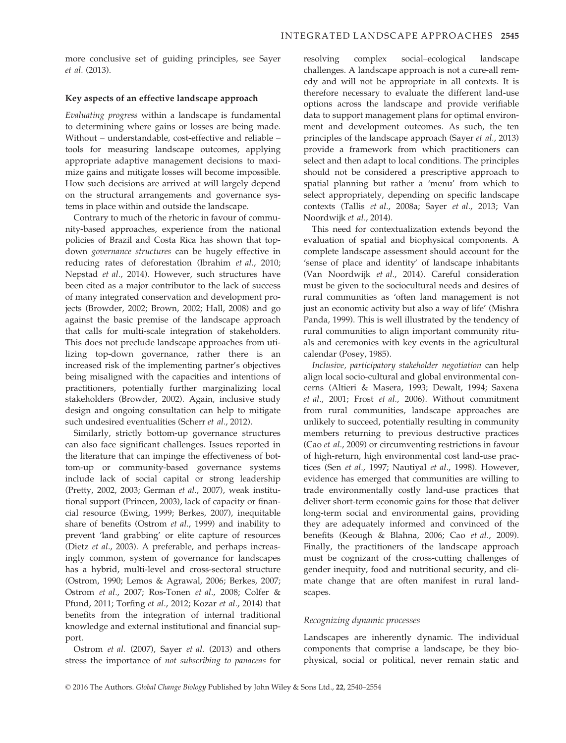more conclusive set of guiding principles, see Sayer *et al.* (2013).

### Key aspects of an effective landscape approach

*Evaluating progress* within a landscape is fundamental to determining where gains or losses are being made. Without – understandable, cost-effective and reliable – tools for measuring landscape outcomes, applying appropriate adaptive management decisions to maximize gains and mitigate losses will become impossible. How such decisions are arrived at will largely depend on the structural arrangements and governance systems in place within and outside the landscape.

Contrary to much of the rhetoric in favour of community-based approaches, experience from the national policies of Brazil and Costa Rica has shown that top-down *governance structures* can be hugely effective in reducing rates of deforestation (Ibrahim *et al*., 2010; Nepstad *et al*., 2014). However, such structures have been cited as a major contributor to the lack of success of many integrated conservation and development projects (Browder, 2002; Brown, 2002; Hall, 2008) and go against the basic premise of the landscape approach that calls for multi-scale integration of stakeholders. This does not preclude landscape approaches from utilizing top-down governance, rather there is an increased risk of the implementing partner's objectives being misaligned with the capacities and intentions of practitioners, potentially further marginalizing local stakeholders (Browder, 2002). Again, inclusive study design and ongoing consultation can help to mitigate such undesired eventualities (Scherr *et al*., 2012).

Similarly, strictly bottom-up governance structures can also face significant challenges. Issues reported in the literature that can impinge the effectiveness of bottom-up or community-based governance systems include lack of social capital or strong leadership (Pretty, 2002, 2003; German *et al*., 2007), weak institutional support (Princen, 2003), lack of capacity or financial resource (Ewing, 1999; Berkes, 2007), inequitable share of benefits (Ostrom *et al*., 1999) and inability to prevent 'land grabbing' or elite capture of resources (Dietz *et al*., 2003). A preferable, and perhaps increasingly common, system of governance for landscapes has a hybrid, multi-level and cross-sectoral structure (Ostrom, 1990; Lemos & Agrawal, 2006; Berkes, 2007; Ostrom *et al*., 2007; Ros-Tonen *et al*., 2008; Colfer & Pfund, 2011; Torfing *et al*., 2012; Kozar *et al*., 2014) that benefits from the integration of internal traditional knowledge and external institutional and financial support.

Ostrom *et al.* (2007), Sayer *et al.* (2013) and others stress the importance of *not subscribing to panaceas* for resolving complex social–ecological landscape challenges. A landscape approach is not a cure-all remedy and will not be appropriate in all contexts. It is therefore necessary to evaluate the different land-use options across the landscape and provide verifiable data to support management plans for optimal environment and development outcomes. As such, the ten principles of the landscape approach (Sayer *et al*., 2013) provide a framework from which practitioners can select and then adapt to local conditions. The principles should not be considered a prescriptive approach to spatial planning but rather a 'menu' from which to select appropriately, depending on specific landscape contexts (Tallis *et al*., 2008a; Sayer *et al*., 2013; Van Noordwijk *et al*., 2014).

This need for contextualization extends beyond the evaluation of spatial and biophysical components. A complete landscape assessment should account for the 'sense of place and identity' of landscape inhabitants (Van Noordwijk *et al*., 2014). Careful consideration must be given to the sociocultural needs and desires of rural communities as 'often land management is not just an economic activity but also a way of life' (Mishra Panda, 1999). This is well illustrated by the tendency of rural communities to align important community rituals and ceremonies with key events in the agricultural calendar (Posey, 1985).

*Inclusive, participatory stakeholder negotiation* can help align local socio-cultural and global environmental concerns (Altieri & Masera, 1993; Dewalt, 1994; Saxena *et al*., 2001; Frost *et al*., 2006). Without commitment from rural communities, landscape approaches are unlikely to succeed, potentially resulting in community members returning to previous destructive practices (Cao *et al*., 2009) or circumventing restrictions in favour of high-return, high environmental cost land-use practices (Sen *et al*., 1997; Nautiyal *et al*., 1998). However, evidence has emerged that communities are willing to trade environmentally costly land-use practices that deliver short-term economic gains for those that deliver long-term social and environmental gains, providing they are adequately informed and convinced of the benefits (Keough & Blahna, 2006; Cao *et al*., 2009). Finally, the practitioners of the landscape approach must be cognizant of the cross-cutting challenges of gender inequity, food and nutritional security, and climate change that are often manifest in rural landscapes.

#### *Recognizing dynamic processes*

Landscapes are inherently dynamic. The individual components that comprise a landscape, be they biophysical, social or political, never remain static and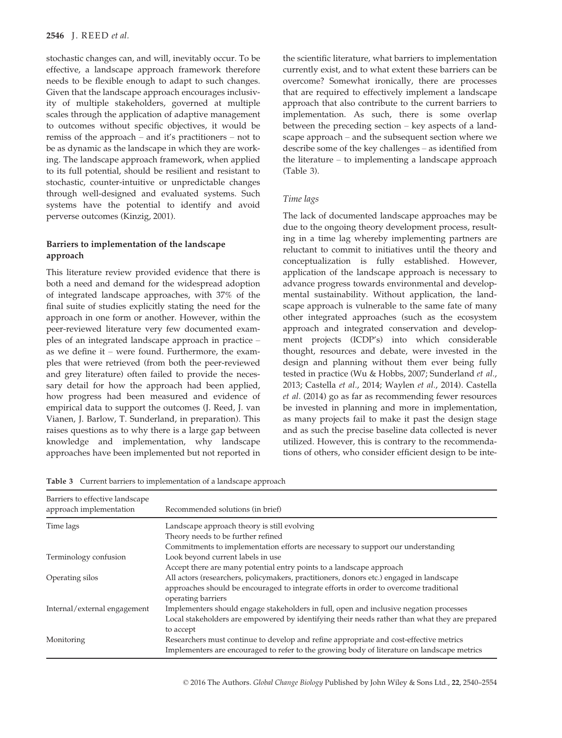stochastic changes can, and will, inevitably occur. To be effective, a landscape approach framework therefore needs to be flexible enough to adapt to such changes. Given that the landscape approach encourages inclusivity of multiple stakeholders, governed at multiple scales through the application of adaptive management to outcomes without specific objectives, it would be remiss of the approach – and it's practitioners – not to be as dynamic as the landscape in which they are working. The landscape approach framework, when applied to its full potential, should be resilient and resistant to stochastic, counter-intuitive or unpredictable changes through well-designed and evaluated systems. Such systems have the potential to identify and avoid perverse outcomes (Kinzig, 2001).

### Barriers to implementation of the landscape approach

This literature review provided evidence that there is both a need and demand for the widespread adoption of integrated landscape approaches, with 37% of the final suite of studies explicitly stating the need for the approach in one form or another. However, within the peer-reviewed literature very few documented examples of an integrated landscape approach in practice – as we define it – were found. Furthermore, the examples that were retrieved (from both the peer-reviewed and grey literature) often failed to provide the necessary detail for how the approach had been applied, how progress had been measured and evidence of empirical data to support the outcomes (J. Reed, J. van Vianen, J. Barlow, T. Sunderland, in preparation). This raises questions as to why there is a large gap between knowledge and implementation, why landscape approaches have been implemented but not reported in the scientific literature, what barriers to implementation currently exist, and to what extent these barriers can be overcome? Somewhat ironically, there are processes that are required to effectively implement a landscape approach that also contribute to the current barriers to implementation. As such, there is some overlap between the preceding section – key aspects of a landscape approach – and the subsequent section where we describe some of the key challenges – as identified from the literature – to implementing a landscape approach (Table 3).

#### *Time lags*

The lack of documented landscape approaches may be due to the ongoing theory development process, resulting in a time lag whereby implementing partners are reluctant to commit to initiatives until the theory and conceptualization is fully established. However, application of the landscape approach is necessary to advance progress towards environmental and developmental sustainability. Without application, the landscape approach is vulnerable to the same fate of many other integrated approaches (such as the ecosystem approach and integrated conservation and development projects (ICDP's) into which considerable thought, resources and debate, were invested in the design and planning without them ever being fully tested in practice (Wu & Hobbs, 2007; Sunderland *et al.*, 2013; Castella *et al.*, 2014; Waylen *et al.*, 2014). Castella *et al.* (2014) go as far as recommending fewer resources be invested in planning and more in implementation, as many projects fail to make it past the design stage and as such the precise baseline data collected is never utilized. However, this is contrary to the recommendations of others, who consider efficient design to be inte-

**Table 3** Current barriers to implementation of a landscape approach

| Barriers to effective landscape approach implementation | Recommended solutions (in brief) |
|---|---|
| Time lags | Landscape approach theory is still evolving<br>Theory needs to be further refined<br>Commitments to implementation efforts are necessary to support our understanding |
| Terminology confusion | Look beyond current labels in use<br>Accept there are many potential entry points to a landscape approach |
| Operating silos | All actors (researchers, policymakers, practitioners, donors etc.) engaged in landscape approaches should be encouraged to integrate efforts in order to overcome traditional operating barriers |
| Internal/external engagement | Implementers should engage stakeholders in full, open and inclusive negation processes<br>Local stakeholders are empowered by identifying their needs rather than what they are prepared to accept |
| Monitoring | Researchers must continue to develop and refine appropriate and cost-effective metrics<br>Implementers are encouraged to refer to the growing body of literature on landscape metrics |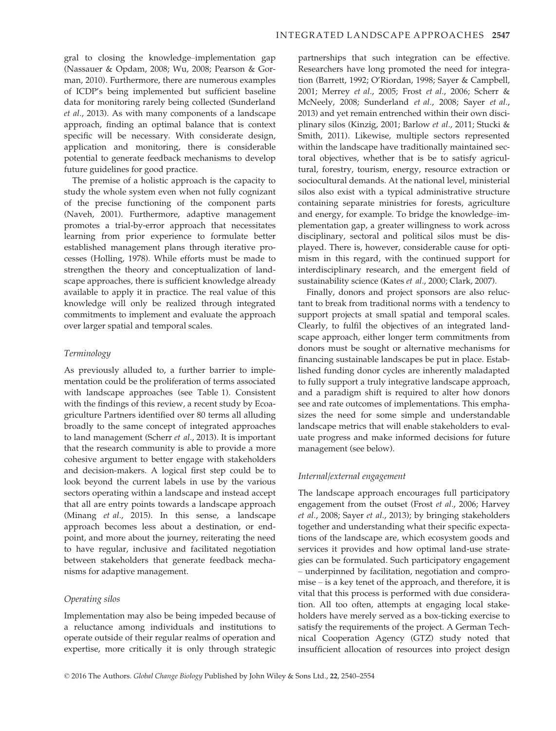gral to closing the knowledge–implementation gap (Nassauer & Opdam, 2008; Wu, 2008; Pearson & Gorman, 2010). Furthermore, there are numerous examples of ICDP's being implemented but sufficient baseline data for monitoring rarely being collected (Sunderland *et al.*, 2013). As with many components of a landscape approach, finding an optimal balance that is context specific will be necessary. With considerate design, application and monitoring, there is considerable potential to generate feedback mechanisms to develop future guidelines for good practice.

The premise of a holistic approach is the capacity to study the whole system even when not fully cognizant of the precise functioning of the component parts (Naveh, 2001). Furthermore, adaptive management promotes a trial-by-error approach that necessitates learning from prior experience to formulate better established management plans through iterative processes (Holling, 1978). While efforts must be made to strengthen the theory and conceptualization of landscape approaches, there is sufficient knowledge already available to apply it in practice. The real value of this knowledge will only be realized through integrated commitments to implement and evaluate the approach over larger spatial and temporal scales.

### *Terminology*

As previously alluded to, a further barrier to implementation could be the proliferation of terms associated with landscape approaches (see Table 1). Consistent with the findings of this review, a recent study by Ecoagriculture Partners identified over 80 terms all alluding broadly to the same concept of integrated approaches to land management (Scherr *et al.*, 2013). It is important that the research community is able to provide a more cohesive argument to better engage with stakeholders and decision-makers. A logical first step could be to look beyond the current labels in use by the various sectors operating within a landscape and instead accept that all are entry points towards a landscape approach (Minang *et al.*, 2015). In this sense, a landscape approach becomes less about a destination, or endpoint, and more about the journey, reiterating the need to have regular, inclusive and facilitated negotiation between stakeholders that generate feedback mechanisms for adaptive management.

### *Operating silos*

Implementation may also be being impeded because of a reluctance among individuals and institutions to operate outside of their regular realms of operation and expertise, more critically it is only through strategic partnerships that such integration can be effective. Researchers have long promoted the need for integration (Barrett, 1992; O'Riordan, 1998; Sayer & Campbell, 2001; Merrey *et al.*, 2005; Frost *et al.*, 2006; Scherr & McNeely, 2008; Sunderland *et al.*, 2008; Sayer *et al.*, 2013) and yet remain entrenched within their own disciplinary silos (Kinzig, 2001; Barlow *et al.*, 2011; Stucki & Smith, 2011). Likewise, multiple sectors represented within the landscape have traditionally maintained sectoral objectives, whether that is be to satisfy agricultural, forestry, tourism, energy, resource extraction or sociocultural demands. At the national level, ministerial silos also exist with a typical administrative structure containing separate ministries for forests, agriculture and energy, for example. To bridge the knowledge–implementation gap, a greater willingness to work across disciplinary, sectoral and political silos must be displayed. There is, however, considerable cause for optimism in this regard, with the continued support for interdisciplinary research, and the emergent field of sustainability science (Kates *et al.*, 2000; Clark, 2007).

Finally, donors and project sponsors are also reluctant to break from traditional norms with a tendency to support projects at small spatial and temporal scales. Clearly, to fulfil the objectives of an integrated landscape approach, either longer term commitments from donors must be sought or alternative mechanisms for financing sustainable landscapes be put in place. Established funding donor cycles are inherently maladapted to fully support a truly integrative landscape approach, and a paradigm shift is required to alter how donors see and rate outcomes of implementations. This emphasizes the need for some simple and understandable landscape metrics that will enable stakeholders to evaluate progress and make informed decisions for future management (see below).

### *Internal/external engagement*

The landscape approach encourages full participatory engagement from the outset (Frost *et al.*, 2006; Harvey *et al.*, 2008; Sayer *et al.*, 2013); by bringing stakeholders together and understanding what their specific expectations of the landscape are, which ecosystem goods and services it provides and how optimal land-use strategies can be formulated. Such participatory engagement – underpinned by facilitation, negotiation and compromise – is a key tenet of the approach, and therefore, it is vital that this process is performed with due consideration. All too often, attempts at engaging local stakeholders have merely served as a box-ticking exercise to satisfy the requirements of the project. A German Technical Cooperation Agency (GTZ) study noted that insufficient allocation of resources into project design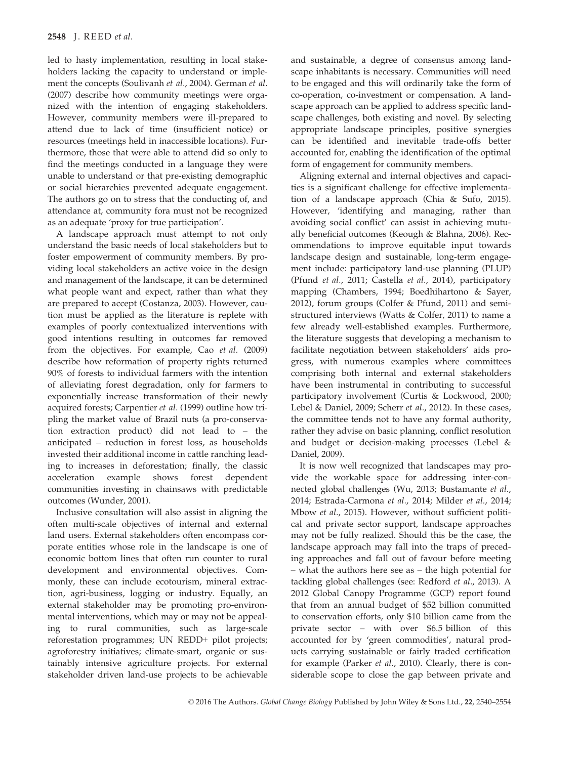led to hasty implementation, resulting in local stakeholders lacking the capacity to understand or implement the concepts (Soulivanh *et al*., 2004). German *et al*. (2007) describe how community meetings were organized with the intention of engaging stakeholders. However, community members were ill-prepared to attend due to lack of time (insufficient notice) or resources (meetings held in inaccessible locations). Furthermore, those that were able to attend did so only to find the meetings conducted in a language they were unable to understand or that pre-existing demographic or social hierarchies prevented adequate engagement. The authors go on to stress that the conducting of, and attendance at, community fora must not be recognized as an adequate 'proxy for true participation'.

A landscape approach must attempt to not only understand the basic needs of local stakeholders but to foster empowerment of community members. By providing local stakeholders an active voice in the design and management of the landscape, it can be determined what people want and expect, rather than what they are prepared to accept (Costanza, 2003). However, caution must be applied as the literature is replete with examples of poorly contextualized interventions with good intentions resulting in outcomes far removed from the objectives. For example, Cao *et al*. (2009) describe how reformation of property rights returned 90% of forests to individual farmers with the intention of alleviating forest degradation, only for farmers to exponentially increase transformation of their newly acquired forests; Carpentier *et al*. (1999) outline how tripling the market value of Brazil nuts (a pro-conservation extraction product) did not lead to – the anticipated – reduction in forest loss, as households invested their additional income in cattle ranching leading to increases in deforestation; finally, the classic acceleration example shows forest dependent communities investing in chainsaws with predictable outcomes (Wunder, 2001).

Inclusive consultation will also assist in aligning the often multi-scale objectives of internal and external land users. External stakeholders often encompass corporate entities whose role in the landscape is one of economic bottom lines that often run counter to rural development and environmental objectives. Commonly, these can include ecotourism, mineral extraction, agri-business, logging or industry. Equally, an external stakeholder may be promoting pro-environmental interventions, which may or may not be appealing to rural communities, such as large-scale reforestation programmes; UN REDD+ pilot projects; agroforestry initiatives; climate-smart, organic or sustainably intensive agriculture projects. For external stakeholder driven land-use projects to be achievable and sustainable, a degree of consensus among landscape inhabitants is necessary. Communities will need to be engaged and this will ordinarily take the form of co-operation, co-investment or compensation. A landscape approach can be applied to address specific landscape challenges, both existing and novel. By selecting appropriate landscape principles, positive synergies can be identified and inevitable trade-offs better accounted for, enabling the identification of the optimal form of engagement for community members.

Aligning external and internal objectives and capacities is a significant challenge for effective implementation of a landscape approach (Chia & Sufo, 2015). However, 'identifying and managing, rather than avoiding social conflict' can assist in achieving mutually beneficial outcomes (Keough & Blahna, 2006). Recommendations to improve equitable input towards landscape design and sustainable, long-term engagement include: participatory land-use planning (PLUP) (Pfund *et al*., 2011; Castella *et al*., 2014), participatory mapping (Chambers, 1994; Boedhihartono & Sayer, 2012), forum groups (Colfer & Pfund, 2011) and semi-structured interviews (Watts & Colfer, 2011) to name a few already well-established examples. Furthermore, the literature suggests that developing a mechanism to facilitate negotiation between stakeholders' aids progress, with numerous examples where committees comprising both internal and external stakeholders have been instrumental in contributing to successful participatory involvement (Curtis & Lockwood, 2000; Lebel & Daniel, 2009; Scherr *et al*., 2012). In these cases, the committee tends not to have any formal authority, rather they advise on basic planning, conflict resolution and budget or decision-making processes (Lebel & Daniel, 2009).

It is now well recognized that landscapes may provide the workable space for addressing inter-connected global challenges (Wu, 2013; Bustamante *et al*., 2014; Estrada-Carmona *et al*., 2014; Milder *et al*., 2014; Mbow *et al*., 2015). However, without sufficient political and private sector support, landscape approaches may not be fully realized. Should this be the case, the landscape approach may fall into the traps of preceding approaches and fall out of favour before meeting – what the authors here see as – the high potential for tackling global challenges (see: Redford *et al*., 2013). A 2012 Global Canopy Programme (GCP) report found that from an annual budget of \$52 billion committed to conservation efforts, only \$10 billion came from the private sector – with over \$6.5 billion of this accounted for by 'green commodities', natural products carrying sustainable or fairly traded certification for example (Parker *et al*., 2010). Clearly, there is considerable scope to close the gap between private and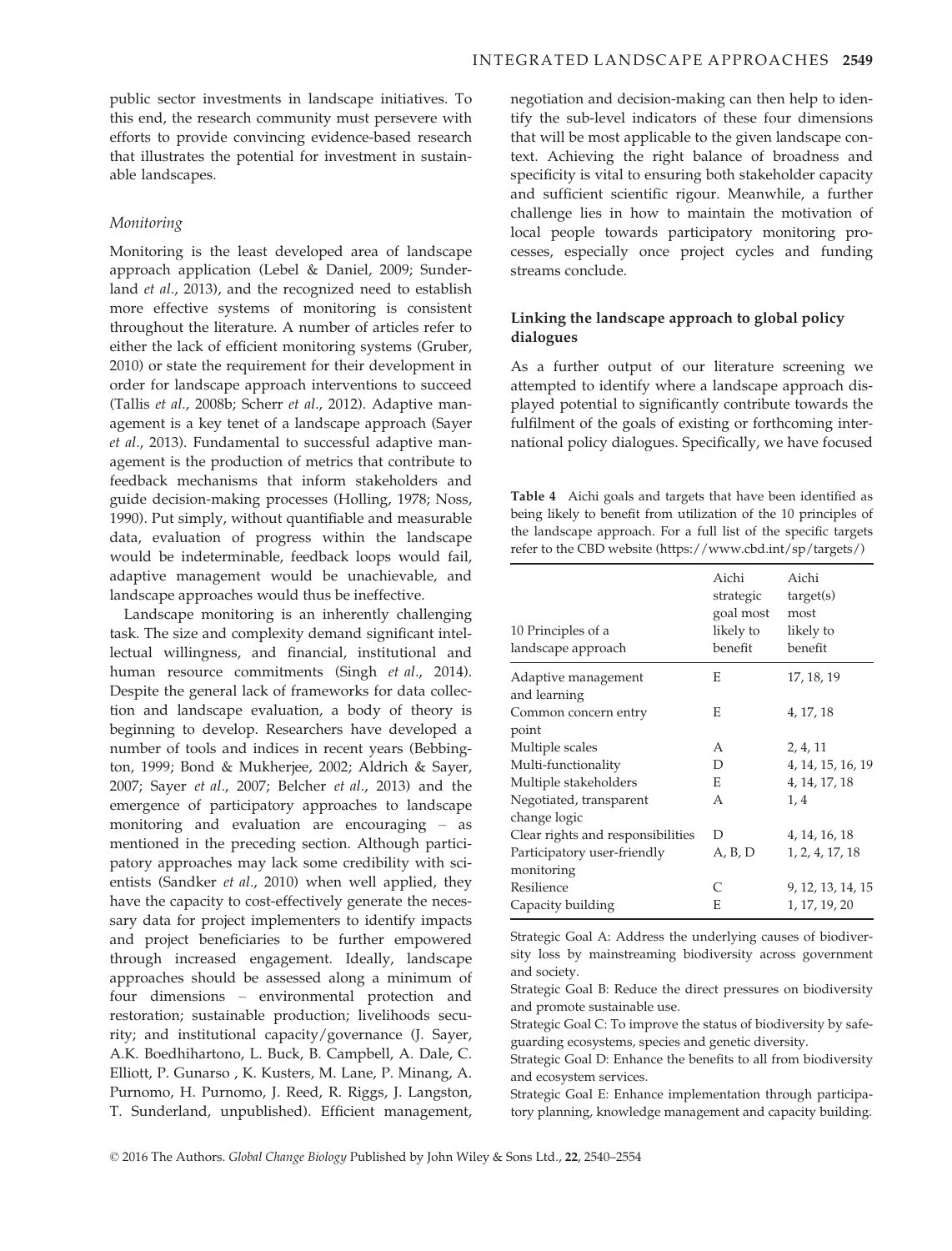public sector investments in landscape initiatives. To this end, the research community must persevere with efforts to provide convincing evidence-based research that illustrates the potential for investment in sustainable landscapes.

### *Monitoring*

Monitoring is the least developed area of landscape approach application (Lebel & Daniel, 2009; Sunderland *et al.*, 2013), and the recognized need to establish more effective systems of monitoring is consistent throughout the literature. A number of articles refer to either the lack of efficient monitoring systems (Gruber, 2010) or state the requirement for their development in order for landscape approach interventions to succeed (Tallis *et al.*, 2008b; Scherr *et al.*, 2012). Adaptive management is a key tenet of a landscape approach (Sayer *et al.*, 2013). Fundamental to successful adaptive management is the production of metrics that contribute to feedback mechanisms that inform stakeholders and guide decision-making processes (Holling, 1978; Noss, 1990). Put simply, without quantifiable and measurable data, evaluation of progress within the landscape would be indeterminable, feedback loops would fail, adaptive management would be unachievable, and landscape approaches would thus be ineffective.

Landscape monitoring is an inherently challenging task. The size and complexity demand significant intellectual willingness, and financial, institutional and human resource commitments (Singh *et al.*, 2014). Despite the general lack of frameworks for data collection and landscape evaluation, a body of theory is beginning to develop. Researchers have developed a number of tools and indices in recent years (Bebbington, 1999; Bond & Mukherjee, 2002; Aldrich & Sayer, 2007; Sayer *et al.*, 2007; Belcher *et al.*, 2013) and the emergence of participatory approaches to landscape monitoring and evaluation are encouraging – as mentioned in the preceding section. Although participatory approaches may lack some credibility with scientists (Sandker *et al.*, 2010) when well applied, they have the capacity to cost-effectively generate the necessary data for project implementers to identify impacts and project beneficiaries to be further empowered through increased engagement. Ideally, landscape approaches should be assessed along a minimum of four dimensions – environmental protection and restoration; sustainable production; livelihoods security; and institutional capacity/governance (J. Sayer, A.K. Boedhihartono, L. Buck, B. Campbell, A. Dale, C. Elliott, P. Gunarso , K. Kusters, M. Lane, P. Minang, A. Purnomo, H. Purnomo, J. Reed, R. Riggs, J. Langston, T. Sunderland, unpublished). Efficient management, negotiation and decision-making can then help to identify the sub-level indicators of these four dimensions that will be most applicable to the given landscape context. Achieving the right balance of broadness and specificity is vital to ensuring both stakeholder capacity and sufficient scientific rigour. Meanwhile, a further challenge lies in how to maintain the motivation of local people towards participatory monitoring processes, especially once project cycles and funding streams conclude.

## Linking the landscape approach to global policy dialogues

As a further output of our literature screening we attempted to identify where a landscape approach displayed potential to significantly contribute towards the fulfilment of the goals of existing or forthcoming international policy dialogues. Specifically, we have focused

**Table 4** Aichi goals and targets that have been identified as being likely to benefit from utilization of the 10 principles of the landscape approach. For a full list of the specific targets refer to the CBD website (https://www.cbd.int/sp/targets/)

| 10 Principles of a landscape approach | Aichi strategic goal most likely to benefit | Aichi target(s) most likely to benefit |
|---|---|---|
| Adaptive management and learning | E | 17, 18, 19 |
| Common concern entry point | E | 4, 17, 18 |
| Multiple scales | A | 2, 4, 11 |
| Multi-functionality | D | 4, 14, 15, 16, 19 |
| Multiple stakeholders | E | 4, 14, 17, 18 |
| Negotiated, transparent change logic | A | 1, 4 |
| Clear rights and responsibilities | D | 4, 14, 16, 18 |
| Participatory user-friendly monitoring | A, B, D | 1, 2, 4, 17, 18 |
| Resilience | C | 9, 12, 13, 14, 15 |
| Capacity building | E | 1, 17, 19, 20 |

Strategic Goal A: Address the underlying causes of biodiversity loss by mainstreaming biodiversity across government and society.

Strategic Goal B: Reduce the direct pressures on biodiversity and promote sustainable use.

Strategic Goal C: To improve the status of biodiversity by safeguarding ecosystems, species and genetic diversity.

Strategic Goal D: Enhance the benefits to all from biodiversity and ecosystem services.

Strategic Goal E: Enhance implementation through participatory planning, knowledge management and capacity building.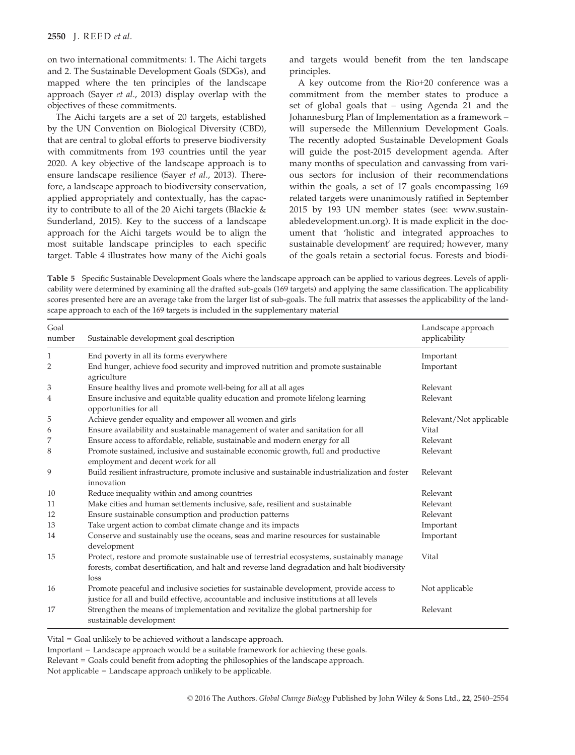on two international commitments: 1. The Aichi targets and 2. The Sustainable Development Goals (SDGs), and mapped where the ten principles of the landscape approach (Sayer *et al*., 2013) display overlap with the objectives of these commitments.

The Aichi targets are a set of 20 targets, established by the UN Convention on Biological Diversity (CBD), that are central to global efforts to preserve biodiversity with commitments from 193 countries until the year 2020. A key objective of the landscape approach is to ensure landscape resilience (Sayer *et al*., 2013). Therefore, a landscape approach to biodiversity conservation, applied appropriately and contextually, has the capacity to contribute to all of the 20 Aichi targets (Blackie & Sunderland, 2015). Key to the success of a landscape approach for the Aichi targets would be to align the most suitable landscape principles to each specific target. Table 4 illustrates how many of the Aichi goals and targets would benefit from the ten landscape principles.

A key outcome from the Rio+20 conference was a commitment from the member states to produce a set of global goals that – using Agenda 21 and the Johannesburg Plan of Implementation as a framework – will supersede the Millennium Development Goals. The recently adopted Sustainable Development Goals will guide the post-2015 development agenda. After many months of speculation and canvassing from various sectors for inclusion of their recommendations within the goals, a set of 17 goals encompassing 169 related targets were unanimously ratified in September 2015 by 193 UN member states (see: www.sustainabledevelopment.un.org). It is made explicit in the document that 'holistic and integrated approaches to sustainable development' are required; however, many of the goals retain a sectorial focus. Forests and biodi-

**Table 5** Specific Sustainable Development Goals where the landscape approach can be applied to various degrees. Levels of applicability were determined by examining all the drafted sub-goals (169 targets) and applying the same classification. The applicability scores presented here are an average take from the larger list of sub-goals. The full matrix that assesses the applicability of the landscape approach to each of the 169 targets is included in the supplementary material

| Goal number | Sustainable development goal description | Landscape approach applicability |
|---|---|---|
| 1 | End poverty in all its forms everywhere | Important |
| 2 | End hunger, achieve food security and improved nutrition and promote sustainable agriculture | Important |
| 3 | Ensure healthy lives and promote well-being for all at all ages | Relevant |
| 4 | Ensure inclusive and equitable quality education and promote lifelong learning opportunities for all | Relevant |
| 5 | Achieve gender equality and empower all women and girls | Relevant/Not applicable |
| 6 | Ensure availability and sustainable management of water and sanitation for all | Vital |
| 7 | Ensure access to affordable, reliable, sustainable and modern energy for all | Relevant |
| 8 | Promote sustained, inclusive and sustainable economic growth, full and productive employment and decent work for all | Relevant |
| 9 | Build resilient infrastructure, promote inclusive and sustainable industrialization and foster innovation | Relevant |
| 10 | Reduce inequality within and among countries | Relevant |
| 11 | Make cities and human settlements inclusive, safe, resilient and sustainable | Relevant |
| 12 | Ensure sustainable consumption and production patterns | Relevant |
| 13 | Take urgent action to combat climate change and its impacts | Important |
| 14 | Conserve and sustainably use the oceans, seas and marine resources for sustainable development | Important |
| 15 | Protect, restore and promote sustainable use of terrestrial ecosystems, sustainably manage forests, combat desertification, and halt and reverse land degradation and halt biodiversity loss | Vital |
| 16 | Promote peaceful and inclusive societies for sustainable development, provide access to justice for all and build effective, accountable and inclusive institutions at all levels | Not applicable |
| 17 | Strengthen the means of implementation and revitalize the global partnership for sustainable development | Relevant |

Vital = Goal unlikely to be achieved without a landscape approach.
Important = Landscape approach would be a suitable framework for achieving these goals.
Relevant = Goals could benefit from adopting the philosophies of the landscape approach.
Not applicable = Landscape approach unlikely to be applicable.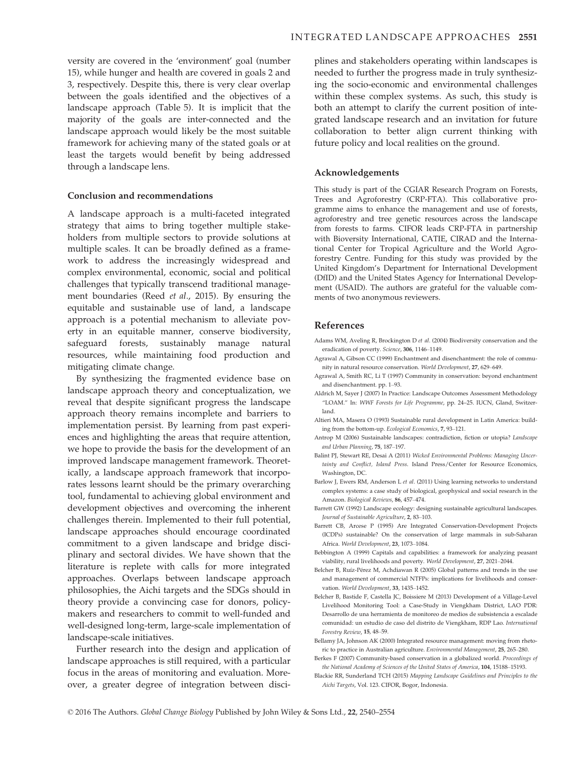versity are covered in the 'environment' goal (number 15), while hunger and health are covered in goals 2 and 3, respectively. Despite this, there is very clear overlap between the goals identified and the objectives of a landscape approach (Table 5). It is implicit that the majority of the goals are inter-connected and the landscape approach would likely be the most suitable framework for achieving many of the stated goals or at least the targets would benefit by being addressed through a landscape lens.

### Conclusion and recommendations

A landscape approach is a multi-faceted integrated strategy that aims to bring together multiple stakeholders from multiple sectors to provide solutions at multiple scales. It can be broadly defined as a framework to address the increasingly widespread and complex environmental, economic, social and political challenges that typically transcend traditional management boundaries (Reed *et al*., 2015). By ensuring the equitable and sustainable use of land, a landscape approach is a potential mechanism to alleviate poverty in an equitable manner, conserve biodiversity, safeguard forests, sustainably manage natural resources, while maintaining food production and mitigating climate change.

By synthesizing the fragmented evidence base on landscape approach theory and conceptualization, we reveal that despite significant progress the landscape approach theory remains incomplete and barriers to implementation persist. By learning from past experiences and highlighting the areas that require attention, we hope to provide the basis for the development of an improved landscape management framework. Theoretically, a landscape approach framework that incorporates lessons learnt should be the primary overarching tool, fundamental to achieving global environment and development objectives and overcoming the inherent challenges therein. Implemented to their full potential, landscape approaches should encourage coordinated commitment to a given landscape and bridge disciplinary and sectoral divides. We have shown that the literature is replete with calls for more integrated approaches. Overlaps between landscape approach philosophies, the Aichi targets and the SDGs should in theory provide a convincing case for donors, policymakers and researchers to commit to well-funded and well-designed long-term, large-scale implementation of landscape-scale initiatives.

Further research into the design and application of landscape approaches is still required, with a particular focus in the areas of monitoring and evaluation. Moreover, a greater degree of integration between disciplines and stakeholders operating within landscapes is needed to further the progress made in truly synthesizing the socio-economic and environmental challenges within these complex systems. As such, this study is both an attempt to clarify the current position of integrated landscape research and an invitation for future collaboration to better align current thinking with future policy and local realities on the ground.

### Acknowledgements

This study is part of the CGIAR Research Program on Forests, Trees and Agroforestry (CRP-FTA). This collaborative programme aims to enhance the management and use of forests, agroforestry and tree genetic resources across the landscape from forests to farms. CIFOR leads CRP-FTA in partnership with Bioversity International, CATIE, CIRAD and the International Center for Tropical Agriculture and the World Agroforestry Centre. Funding for this study was provided by the United Kingdom's Department for International Development (DfID) and the United States Agency for International Development (USAID). The authors are grateful for the valuable comments of two anonymous reviewers.

## References

Adams WM, Aveling R, Brockington D *et al*. (2004) Biodiversity conservation and the eradication of poverty. *Science*, **306**, 1146–1149.

Agrawal A, Gibson CC (1999) Enchantment and disenchantment: the role of community in natural resource conservation. *World Development*, **27**, 629–649.

Agrawal A, Smith RC, Li T (1997) Community in conservation: beyond enchantment and disenchantment. pp. 1–93.

Aldrich M, Sayer J (2007) In Practice: Landscape Outcomes Assessment Methodology "LOAM." In: *WWF Forests for Life Programme*, pp. 24–25. IUCN, Gland, Switzerland.

Altieri MA, Masera O (1993) Sustainable rural development in Latin America: building from the bottom-up. *Ecological Economics*, **7**, 93–121.

Antrop M (2006) Sustainable landscapes: contradiction, fiction or utopia? *Landscape and Urban Planning*, **75**, 187–197.

Balint PJ, Stewart RE, Desai A (2011) *Wicked Environmental Problems: Managing Uncertainty and Conflict, Island Press*. Island Press/Center for Resource Economics, Washington, DC.

Barlow J, Ewers RM, Anderson L *et al*. (2011) Using learning networks to understand complex systems: a case study of biological, geophysical and social research in the Amazon. *Biological Reviews*, **86**, 457–474.

Barrett GW (1992) Landscape ecology: designing sustainable agricultural landscapes. *Journal of Sustainable Agriculture*, **2**, 83–103.

Barrett CB, Arcese P (1995) Are Integrated Conservation-Development Projects (ICDPs) sustainable? On the conservation of large mammals in sub-Saharan Africa. *World Development*, **23**, 1073–1084.

Bebbington A (1999) Capitals and capabilities: a framework for analyzing peasant viability, rural livelihoods and poverty. *World Development*, **27**, 2021–2044.

Belcher B, Ruíz-Pérez M, Achdiawan R (2005) Global patterns and trends in the use and management of commercial NTFPs: implications for livelihoods and conservation. *World Development*, **33**, 1435–1452.

Belcher B, Bastide F, Castella JC, Boissiere M (2013) Development of a Village-Level Livelihood Monitoring Tool: a Case-Study in Viengkham District, LAO PDR: Desarrollo de una herramienta de monitoreo de medios de subsistencia a escalade comunidad: un estudio de caso del distrito de Viengkham, RDP Lao. *International Forestry Review*, **15**, 48–59.

Bellamy JA, Johnson AK (2000) Integrated resource management: moving from rhetoric to practice in Australian agriculture. *Environmental Management*, **25**, 265–280.

Berkes F (2007) Community-based conservation in a globalized world. *Proceedings of the National Academy of Sciences of the United States of America*, **104**, 15188–15193.

Blackie RR, Sunderland TCH (2015) *Mapping Landscape Guidelines and Principles to the Aichi Targets*, Vol. 123. CIFOR, Bogor, Indonesia.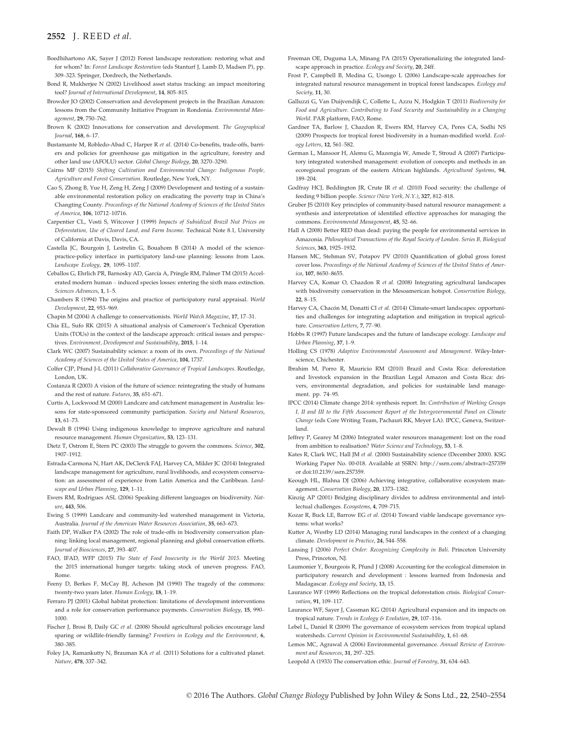Boedhihartono AK, Sayer J (2012) Forest landscape restoration: restoring what and for whom? In: *Forest Landscape Restoration* (eds Stanturf J, Lamb D, Madsen P), pp. 309–323. Springer, Dordrech, the Netherlands.

Bond R, Mukherjee N (2002) Livelihood asset status tracking: an impact monitoring tool? *Journal of International Development*, **14**, 805–815.

Browder JO (2002) Conservation and development projects in the Brazilian Amazon: lessons from the Community Initiative Program in Rondonia. *Environmental Management*, **29**, 750–762.

Brown K (2002) Innovations for conservation and development. *The Geographical Journal*, **168**, 6–17.

Bustamante M, Robledo-Abad C, Harper R *et al.* (2014) Co-benefits, trade-offs, barriers and policies for greenhouse gas mitigation in the agriculture, forestry and other land use (AFOLU) sector. *Global Change Biology*, **20**, 3270–3290.

Cairns MF (2015) *Shifting Cultivation and Environmental Change: Indigenous People, Agriculture and Forest Conservation*. Routledge, New York, NY.

Cao S, Zhong B, Yue H, Zeng H, Zeng J (2009) Development and testing of a sustainable environmental restoration policy on eradicating the poverty trap in China's Changting County. *Proceedings of the National Academy of Sciences of the United States of America*, **106**, 10712–10716.

Carpentier CL, Vosti S, Witcover J (1999) *Impacts of Subsidized Brazil Nut Prices on Deforestation, Use of Cleared Land, and Farm Income*. Technical Note 8.1, University of California at Davis, Davis, CA.

Castella JC, Bourgoin J, Lestrelin G, Bouahom B (2014) A model of the science-practice-policy interface in participatory land-use planning: lessons from Laos. *Landscape Ecology*, **29**, 1095–1107.

Ceballos G, Ehrlich PR, Barnosky AD, García A, Pringle RM, Palmer TM (2015) Accelerated modern human – induced species losses: entering the sixth mass extinction. *Sciences Advances*, **1**, 1–5.

Chambers R (1994) The origins and practice of participatory rural appraisal. *World Development*, **22**, 953–969.

Chapin M (2004) A challenge to conservationists. *World Watch Magazine*, **17**, 17–31.

Chia EL, Sufo RK (2015) A situational analysis of Cameroon's Technical Operation Units (TOUs) in the context of the landscape approach: critical issues and perspectives. *Environment, Development and Sustainability*, **2015**, 1–14.

Clark WC (2007) Sustainability science: a room of its own. *Proceedings of the National Academy of Sciences of the United States of America*, **104**, 1737.

Colfer CJP, Pfund J-L (2011) *Collaborative Governance of Tropical Landscapes*. Routledge, London, UK.

Costanza R (2003) A vision of the future of science: reintegrating the study of humans and the rest of nature. *Futures*, **35**, 651–671.

Curtis A, Lockwood M (2000) Landcare and catchment management in Australia: lessons for state-sponsored community participation. *Society and Natural Resources*, **13**, 61–73.

Dewalt B (1994) Using indigenous knowledge to improve agriculture and natural resource management. *Human Organization*, **53**, 123–131.

Dietz T, Ostrom E, Stern PC (2003) The struggle to govern the commons. *Science*, **302**, 1907–1912.

Estrada-Carmona N, Hart AK, DeClerck FAJ, Harvey CA, Milder JC (2014) Integrated landscape management for agriculture, rural livelihoods, and ecosystem conservation: an assessment of experience from Latin America and the Caribbean. *Landscape and Urban Planning*, **129**, 1–11.

Ewers RM, Rodrigues ASL (2006) Speaking different languages on biodiversity. *Nature*, **443**, 506.

Ewing S (1999) Landcare and community-led watershed management in Victoria, Australia. *Journal of the American Water Resources Association*, **35**, 663–673.

Faith DP, Walker PA (2002) The role of trade-offs in biodiversity conservation planning: linking local management, regional planning and global conservation efforts. *Journal of Biosciences*, **27**, 393–407.

FAO, IFAD, WFP (2015) *The State of Food Insecurity in the World 2015*. Meeting the 2015 international hunger targets: taking stock of uneven progress. FAO, Rome.

Feeny D, Berkes F, McCay BJ, Acheson JM (1990) The tragedy of the commons: twenty-two years later. *Human Ecology*, **18**, 1–19.

Ferraro PJ (2001) Global habitat protection: limitations of development interventions and a role for conservation performance payments. *Conservation Biology*, **15**, 990–1000.

Fischer J, Brosi B, Daily GC *et al.* (2008) Should agricultural policies encourage land sparing or wildlife-friendly farming? *Frontiers in Ecology and the Environment*, **6**, 380–385.

Foley JA, Ramankutty N, Brauman KA *et al.* (2011) Solutions for a cultivated planet. *Nature*, **478**, 337–342.

Freeman OE, Duguma LA, Minang PA (2015) Operationalizing the integrated landscape approach in practice. *Ecology and Society*, **20**, 24ff.

Frost P, Campbell B, Medina G, Usongo L (2006) Landscape-scale approaches for integrated natural resource management in tropical forest landscapes. *Ecology and Society*, **11**, 30.

Galluzzi G, Van Duijvendijk C, Collette L, Azzu N, Hodgkin T (2011) *Biodiversity for Food and Agriculture. Contributing to Food Security and Sustainability in a Changing World*. PAR platform, FAO, Rome.

Gardner TA, Barlow J, Chazdon R, Ewers RM, Harvey CA, Peres CA, Sodhi NS (2009) Prospects for tropical forest biodiversity in a human-modified world. *Ecology Letters*, **12**, 561–582.

German L, Mansoor H, Alemu G, Mazengia W, Amede T, Stroud A (2007) Participatory integrated watershed management: evolution of concepts and methods in an ecoregional program of the eastern African highlands. *Agricultural Systems*, **94**, 189–204.

Godfray HCJ, Beddington JR, Crute IR *et al.* (2010) Food security: the challenge of feeding 9 billion people. *Science (New York, N.Y.)*, **327**, 812–818.

Gruber JS (2010) Key principles of community-based natural resource management: a synthesis and interpretation of identified effective approaches for managing the commons. *Environmental Management*, **45**, 52–66.

Hall A (2008) Better RED than dead: paying the people for environmental services in Amazonia. *Philosophical Transactions of the Royal Society of London. Series B, Biological Sciences*, **363**, 1925–1932.

Hansen MC, Stehman SV, Potapov PV (2010) Quantification of global gross forest cover loss. *Proceedings of the National Academy of Sciences of the United States of America*, **107**, 8650–8655.

Harvey CA, Komar O, Chazdon R *et al.* (2008) Integrating agricultural landscapes with biodiversity conservation in the Mesoamerican hotspot. *Conservation Biology*, **22**, 8–15.

Harvey CA, Chacón M, Donatti CI *et al.* (2014) Climate-smart landscapes: opportunities and challenges for integrating adaptation and mitigation in tropical agriculture. *Conservation Letters*, **7**, 77–90.

Hobbs R (1997) Future landscapes and the future of landscape ecology. *Landscape and Urban Planning*, **37**, 1–9.

Holling CS (1978) *Adaptive Environmental Assessment and Management*. Wiley-Interscience, Chichester.

Ibrahim M, Porro R, Mauricio RM (2010) Brazil and Costa Rica: deforestation and livestock expansion in the Brazilian Legal Amazon and Costa Rica: drivers, environmental degradation, and policies for sustainable land management. pp. 74–95.

IPCC (2014) Climate change 2014: synthesis report. In: *Contribution of Working Groups I, II and III to the Fifth Assessment Report of the Intergovernmental Panel on Climate Change* (eds Core Writing Team, Pachauri RK, Meyer LA). IPCC, Geneva, Switzerland.

Jeffrey P, Gearey M (2006) Integrated water resources management: lost on the road from ambition to realisation? *Water Science and Technology*, **53**, 1–8.

Kates R, Clark WC, Hall JM *et al.* (2000) Sustainability science (December 2000). KSG Working Paper No. 00-018. Available at SSRN: http://ssrn.com/abstract=257359 or doi:10.2139/ssrn.257359.

Keough HL, Blahna DJ (2006) Achieving integrative, collaborative ecosystem management. *Conservation Biology*, **20**, 1373–1382.

Kinzig AP (2001) Bridging disciplinary divides to address environmental and intellectual challenges. *Ecosystems*, **4**, 709–715.

Kozar R, Buck LE, Barrow EG *et al.* (2014) Toward viable landscape governance systems: what works?

Kutter A, Westby LD (2014) Managing rural landscapes in the context of a changing climate. *Development in Practice*, **24**, 544–558.

Lansing J (2006) *Perfect Order: Recognizing Complexity in Bali*. Princeton University Press, Princeton, NJ.

Laumonier Y, Bourgeois R, Pfund J (2008) Accounting for the ecological dimension in participatory research and development : lessons learned from Indonesia and Madagascar. *Ecology and Society*, **13**, 15.

Laurance WF (1999) Reflections on the tropical deforestation crisis. *Biological Conservation*, **91**, 109–117.

Laurance WF, Sayer J, Cassman KG (2014) Agricultural expansion and its impacts on tropical nature. *Trends in Ecology & Evolution*, **29**, 107–116.

Lebel L, Daniel R (2009) The governance of ecosystem services from tropical upland watersheds. *Current Opinion in Environmental Sustainability*, **1**, 61–68.

Lemos MC, Agrawal A (2006) Environmental governance. *Annual Review of Environment and Resources*, **31**, 297–325.

Leopold A (1933) The conservation ethic. *Journal of Forestry*, **31**, 634–643.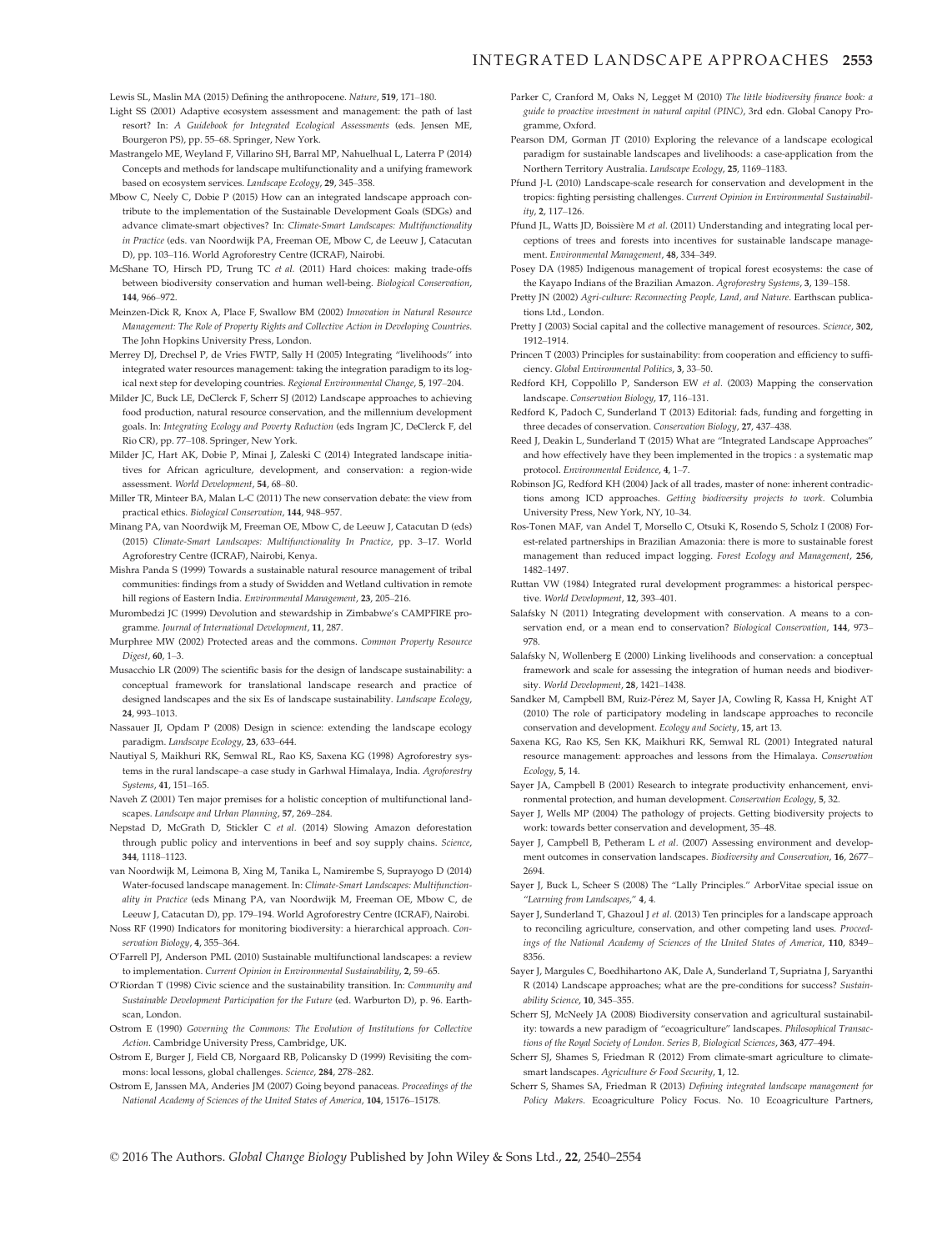Lewis SL, Maslin MA (2015) Defining the anthropocene. *Nature*, **519**, 171–180.

Light SS (2001) Adaptive ecosystem assessment and management: the path of last resort? In: *A Guidebook for Integrated Ecological Assessments* (eds. Jensen ME, Bourgeron PS), pp. 55–68. Springer, New York.

Mastrangelo ME, Weyland F, Villarino SH, Barral MP, Nahuelhual L, Laterra P (2014) Concepts and methods for landscape multifunctionality and a unifying framework based on ecosystem services. *Landscape Ecology*, **29**, 345–358.

Mbow C, Neely C, Dobie P (2015) How can an integrated landscape approach contribute to the implementation of the Sustainable Development Goals (SDGs) and advance climate-smart objectives? In: *Climate-Smart Landscapes: Multifunctionality in Practice* (eds. van Noordwijk PA, Freeman OE, Mbow C, de Leeuw J, Catacutan D), pp. 103–116. World Agroforestry Centre (ICRAF), Nairobi.

McShane TO, Hirsch PD, Trung TC *et al.* (2011) Hard choices: making trade-offs between biodiversity conservation and human well-being. *Biological Conservation*, **144**, 966–972.

Meinzen-Dick R, Knox A, Place F, Swallow BM (2002) *Innovation in Natural Resource Management: The Role of Property Rights and Collective Action in Developing Countries.* The John Hopkins University Press, London.

Merrey DJ, Drechsel P, de Vries FWTP, Sally H (2005) Integrating ''livelihoods'' into integrated water resources management: taking the integration paradigm to its logical next step for developing countries. *Regional Environmental Change*, **5**, 197–204.

Milder JC, Buck LE, DeClerck F, Scherr SJ (2012) Landscape approaches to achieving food production, natural resource conservation, and the millennium development goals. In: *Integrating Ecology and Poverty Reduction* (eds Ingram JC, DeClerck F, del Rio CR), pp. 77–108. Springer, New York.

Milder JC, Hart AK, Dobie P, Minai J, Zaleski C (2014) Integrated landscape initiatives for African agriculture, development, and conservation: a region-wide assessment. *World Development*, **54**, 68–80.

Miller TR, Minteer BA, Malan L-C (2011) The new conservation debate: the view from practical ethics. *Biological Conservation*, **144**, 948–957.

Minang PA, van Noordwijk M, Freeman OE, Mbow C, de Leeuw J, Catacutan D (eds) (2015) *Climate-Smart Landscapes: Multifunctionality In Practice*, pp. 3–17. World Agroforestry Centre (ICRAF), Nairobi, Kenya.

Mishra Panda S (1999) Towards a sustainable natural resource management of tribal communities: findings from a study of Swidden and Wetland cultivation in remote hill regions of Eastern India. *Environmental Management*, **23**, 205–216.

Murombedzi JC (1999) Devolution and stewardship in Zimbabwe's CAMPFIRE programme. *Journal of International Development*, **11**, 287.

Murphree MW (2002) Protected areas and the commons. *Common Property Resource Digest*, **60**, 1–3.

Musacchio LR (2009) The scientific basis for the design of landscape sustainability: a conceptual framework for translational landscape research and practice of designed landscapes and the six Es of landscape sustainability. *Landscape Ecology*, **24**, 993–1013.

Nassauer JI, Opdam P (2008) Design in science: extending the landscape ecology paradigm. *Landscape Ecology*, **23**, 633–644.

Nautiyal S, Maikhuri RK, Semwal RL, Rao KS, Saxena KG (1998) Agroforestry systems in the rural landscape–a case study in Garhwal Himalaya, India. *Agroforestry Systems*, **41**, 151–165.

Naveh Z (2001) Ten major premises for a holistic conception of multifunctional landscapes. *Landscape and Urban Planning*, **57**, 269–284.

Nepstad D, McGrath D, Stickler C *et al.* (2014) Slowing Amazon deforestation through public policy and interventions in beef and soy supply chains. *Science*, **344**, 1118–1123.

van Noordwijk M, Leimona B, Xing M, Tanika L, Namirembe S, Suprayogo D (2014) Water-focused landscape management. In: *Climate-Smart Landscapes: Multifunctionality in Practice* (eds Minang PA, van Noordwijk M, Freeman OE, Mbow C, de Leeuw J, Catacutan D), pp. 179–194. World Agroforestry Centre (ICRAF), Nairobi.

Noss RF (1990) Indicators for monitoring biodiversity: a hierarchical approach. *Conservation Biology*, **4**, 355–364.

O'Farrell PJ, Anderson PML (2010) Sustainable multifunctional landscapes: a review to implementation. *Current Opinion in Environmental Sustainability*, **2**, 59–65.

O'Riordan T (1998) Civic science and the sustainability transition. In: *Community and Sustainable Development Participation for the Future* (ed. Warburton D), p. 96. Earthscan, London.

Ostrom E (1990) *Governing the Commons: The Evolution of Institutions for Collective Action*. Cambridge University Press, Cambridge, UK.

Ostrom E, Burger J, Field CB, Norgaard RB, Policansky D (1999) Revisiting the commons: local lessons, global challenges. *Science*, **284**, 278–282.

Ostrom E, Janssen MA, Anderies JM (2007) Going beyond panaceas. *Proceedings of the National Academy of Sciences of the United States of America*, **104**, 15176–15178.

Parker C, Cranford M, Oaks N, Legget M (2010) *The little biodiversity finance book: a guide to proactive investment in natural capital (PINC)*, 3rd edn. Global Canopy Programme, Oxford.

Pearson DM, Gorman JT (2010) Exploring the relevance of a landscape ecological paradigm for sustainable landscapes and livelihoods: a case-application from the Northern Territory Australia. *Landscape Ecology*, **25**, 1169–1183.

Pfund J-L (2010) Landscape-scale research for conservation and development in the tropics: fighting persisting challenges. *Current Opinion in Environmental Sustainability*, **2**, 117–126.

Pfund JL, Watts JD, Boissière M *et al.* (2011) Understanding and integrating local perceptions of trees and forests into incentives for sustainable landscape management. *Environmental Management*, **48**, 334–349.

Posey DA (1985) Indigenous management of tropical forest ecosystems: the case of the Kayapo Indians of the Brazilian Amazon. *Agroforestry Systems*, **3**, 139–158.

Pretty JN (2002) *Agri-culture: Reconnecting People, Land, and Nature*. Earthscan publications Ltd., London.

Pretty J (2003) Social capital and the collective management of resources. *Science*, **302**, 1912–1914.

Princen T (2003) Principles for sustainability: from cooperation and efficiency to sufficiency. *Global Environmental Politics*, **3**, 33–50.

Redford KH, Coppolillo P, Sanderson EW *et al.* (2003) Mapping the conservation landscape. *Conservation Biology*, **17**, 116–131.

Redford K, Padoch C, Sunderland T (2013) Editorial: fads, funding and forgetting in three decades of conservation. *Conservation Biology*, **27**, 437–438.

Reed J, Deakin L, Sunderland T (2015) What are "Integrated Landscape Approaches" and how effectively have they been implemented in the tropics : a systematic map protocol. *Environmental Evidence*, **4**, 1–7.

Robinson JG, Redford KH (2004) Jack of all trades, master of none: inherent contradictions among ICD approaches. *Getting biodiversity projects to work*. Columbia University Press, New York, NY, 10–34.

Ros-Tonen MAF, van Andel T, Morsello C, Otsuki K, Rosendo S, Scholz I (2008) Forest-related partnerships in Brazilian Amazonia: there is more to sustainable forest management than reduced impact logging. *Forest Ecology and Management*, **256**, 1482–1497.

Ruttan VW (1984) Integrated rural development programmes: a historical perspective. *World Development*, **12**, 393–401.

Salafsky N (2011) Integrating development with conservation. A means to a conservation end, or a mean end to conservation? *Biological Conservation*, **144**, 973–978.

Salafsky N, Wollenberg E (2000) Linking livelihoods and conservation: a conceptual framework and scale for assessing the integration of human needs and biodiversity. *World Development*, **28**, 1421–1438.

Sandker M, Campbell BM, Ruiz-Pérez M, Sayer JA, Cowling R, Kassa H, Knight AT (2010) The role of participatory modeling in landscape approaches to reconcile conservation and development. *Ecology and Society*, **15**, art 13.

Saxena KG, Rao KS, Sen KK, Maikhuri RK, Semwal RL (2001) Integrated natural resource management: approaches and lessons from the Himalaya. *Conservation Ecology*, **5**, 14.

Sayer JA, Campbell B (2001) Research to integrate productivity enhancement, environmental protection, and human development. *Conservation Ecology*, **5**, 32.

Sayer J, Wells MP (2004) The pathology of projects. Getting biodiversity projects to work: towards better conservation and development, 35–48.

Sayer J, Campbell B, Petheram L *et al.* (2007) Assessing environment and development outcomes in conservation landscapes. *Biodiversity and Conservation*, **16**, 2677–2694.

Sayer J, Buck L, Scheer S (2008) The "Lally Principles." ArborVitae special issue on "*Learning from Landscapes*," **4**, 4.

Sayer J, Sunderland T, Ghazoul J *et al.* (2013) Ten principles for a landscape approach to reconciling agriculture, conservation, and other competing land uses. *Proceedings of the National Academy of Sciences of the United States of America*, **110**, 8349–8356.

Sayer J, Margules C, Boedhihartono AK, Dale A, Sunderland T, Supriatna J, Saryanthi R (2014) Landscape approaches; what are the pre-conditions for success? *Sustainability Science*, **10**, 345–355.

Scherr SJ, McNeely JA (2008) Biodiversity conservation and agricultural sustainability: towards a new paradigm of "ecoagriculture" landscapes. *Philosophical Transactions of the Royal Society of London. Series B, Biological Sciences*, **363**, 477–494.

Scherr SJ, Shames S, Friedman R (2012) From climate-smart agriculture to climate-smart landscapes. *Agriculture & Food Security*, **1**, 12.

Scherr S, Shames SA, Friedman R (2013) *Defining integrated landscape management for Policy Makers*. Ecoagriculture Policy Focus. No. 10 Ecoagriculture Partners,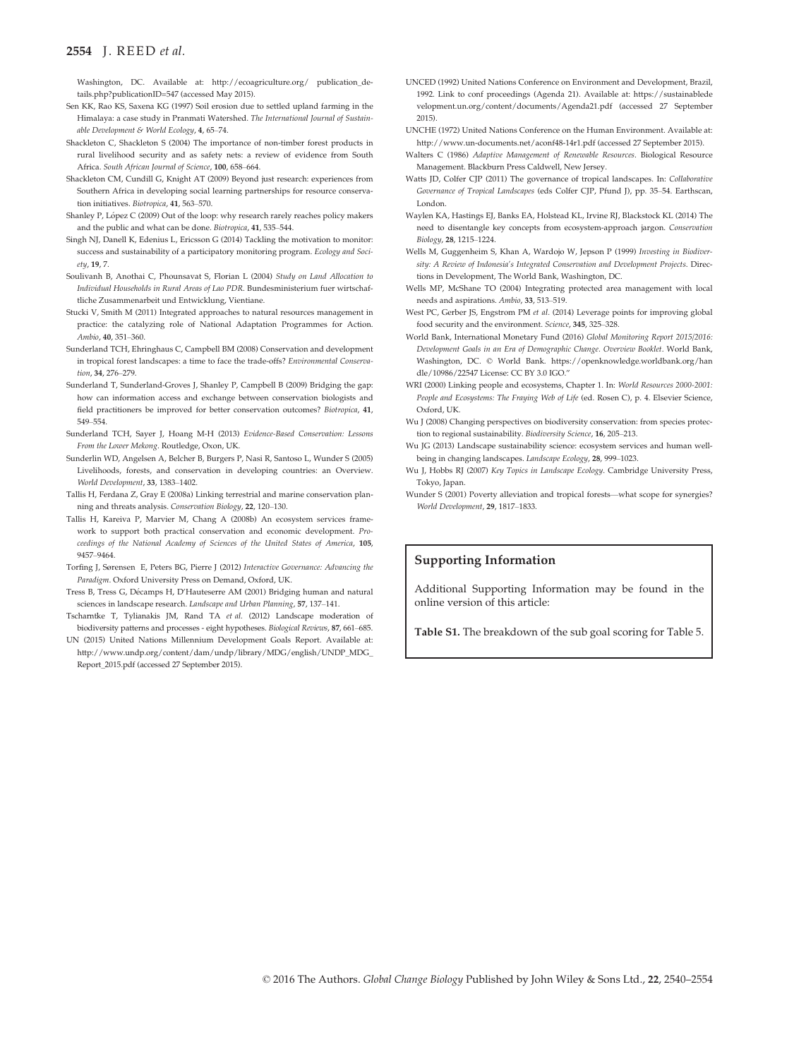Washington, DC. Available at: http://ecoagriculture.org/ publication_details.php?publicationID=547 (accessed May 2015).

Sen KK, Rao KS, Saxena KG (1997) Soil erosion due to settled upland farming in the Himalaya: a case study in Pranmati Watershed. *The International Journal of Sustainable Development & World Ecology*, **4**, 65–74.

Shackleton C, Shackleton S (2004) The importance of non-timber forest products in rural livelihood security and as safety nets: a review of evidence from South Africa. *South African Journal of Science*, **100**, 658–664.

Shackleton CM, Cundill G, Knight AT (2009) Beyond just research: experiences from Southern Africa in developing social learning partnerships for resource conservation initiatives. *Biotropica*, **41**, 563–570.

Shanley P, López C (2009) Out of the loop: why research rarely reaches policy makers and the public and what can be done. *Biotropica*, **41**, 535–544.

Singh NJ, Danell K, Edenius L, Ericsson G (2014) Tackling the motivation to monitor: success and sustainability of a participatory monitoring program. *Ecology and Society*, **19**, 7.

Soulivanh B, Anothai C, Phounsavat S, Florian L (2004) *Study on Land Allocation to Individual Households in Rural Areas of Lao PDR*. Bundesministerium fuer wirtschaftliche Zusammenarbeit und Entwicklung, Vientiane.

Stucki V, Smith M (2011) Integrated approaches to natural resources management in practice: the catalyzing role of National Adaptation Programmes for Action. *Ambio*, **40**, 351–360.

Sunderland TCH, Ehringhaus C, Campbell BM (2008) Conservation and development in tropical forest landscapes: a time to face the trade-offs? *Environmental Conservation*, **34**, 276–279.

Sunderland T, Sunderland-Groves J, Shanley P, Campbell B (2009) Bridging the gap: how can information access and exchange between conservation biologists and field practitioners be improved for better conservation outcomes? *Biotropica*, **41**, 549–554.

Sunderland TCH, Sayer J, Hoang M-H (2013) *Evidence-Based Conservation: Lessons From the Lower Mekong*. Routledge, Oxon, UK.

Sunderlin WD, Angelsen A, Belcher B, Burgers P, Nasi R, Santoso L, Wunder S (2005) Livelihoods, forests, and conservation in developing countries: an Overview. *World Development*, **33**, 1383–1402.

Tallis H, Ferdana Z, Gray E (2008a) Linking terrestrial and marine conservation planning and threats analysis. *Conservation Biology*, **22**, 120–130.

Tallis H, Kareiva P, Marvier M, Chang A (2008b) An ecosystem services framework to support both practical conservation and economic development. *Proceedings of the National Academy of Sciences of the United States of America*, **105**, 9457–9464.

Torfing J, Sørensen E, Peters BG, Pierre J (2012) *Interactive Governance: Advancing the Paradigm*. Oxford University Press on Demand, Oxford, UK.

Tress B, Tress G, Décamps H, D'Hauteserre AM (2001) Bridging human and natural sciences in landscape research. *Landscape and Urban Planning*, **57**, 137–141.

Tscharntke T, Tylianakis JM, Rand TA *et al.* (2012) Landscape moderation of biodiversity patterns and processes - eight hypotheses. *Biological Reviews*, **87**, 661–685.

UN (2015) United Nations Millennium Development Goals Report. Available at: http://www.undp.org/content/dam/undp/library/MDG/english/UNDP_MDG_Report_2015.pdf (accessed 27 September 2015).

UNCED (1992) United Nations Conference on Environment and Development, Brazil, 1992. Link to conf proceedings (Agenda 21). Available at: https://sustainabledevelopment.un.org/content/documents/Agenda21.pdf (accessed 27 September 2015).

UNCHE (1972) United Nations Conference on the Human Environment. Available at: http://www.un-documents.net/aconf48-14r1.pdf (accessed 27 September 2015).

Walters C (1986) *Adaptive Management of Renewable Resources*. Biological Resource Management. Blackburn Press Caldwell, New Jersey.

Watts JD, Colfer CJP (2011) The governance of tropical landscapes. In: *Collaborative Governance of Tropical Landscapes* (eds Colfer CJP, Pfund J), pp. 35–54. Earthscan, London.

Waylen KA, Hastings EJ, Banks EA, Holstead KL, Irvine RJ, Blackstock KL (2014) The need to disentangle key concepts from ecosystem-approach jargon. *Conservation Biology*, **28**, 1215–1224.

Wells M, Guggenheim S, Khan A, Wardojo W, Jepson P (1999) *Investing in Biodiversity: A Review of Indonesia's Integrated Conservation and Development Projects*. Directions in Development, The World Bank, Washington, DC.

Wells MP, McShane TO (2004) Integrating protected area management with local needs and aspirations. *Ambio*, **33**, 513–519.

West PC, Gerber JS, Engstrom PM *et al.* (2014) Leverage points for improving global food security and the environment. *Science*, **345**, 325–328.

World Bank, International Monetary Fund (2016) *Global Monitoring Report 2015/2016: Development Goals in an Era of Demographic Change. Overview Booklet*. World Bank, Washington, DC. © World Bank. https://openknowledge.worldbank.org/handle/10986/22547 License: CC BY 3.0 IGO."

WRI (2000) Linking people and ecosystems, Chapter 1. In: *World Resources 2000-2001: People and Ecosystems: The Fraying Web of Life* (ed. Rosen C), p. 4. Elsevier Science, Oxford, UK.

Wu J (2008) Changing perspectives on biodiversity conservation: from species protection to regional sustainability. *Biodiversity Science*, **16**, 205–213.

Wu JG (2013) Landscape sustainability science: ecosystem services and human well-being in changing landscapes. *Landscape Ecology*, **28**, 999–1023.

Wu J, Hobbs RJ (2007) *Key Topics in Landscape Ecology*. Cambridge University Press, Tokyo, Japan.

Wunder S (2001) Poverty alleviation and tropical forests—what scope for synergies? *World Development*, **29**, 1817–1833.

## Supporting Information

Additional Supporting Information may be found in the online version of this article:

**Table S1.** The breakdown of the sub goal scoring for Table 5.